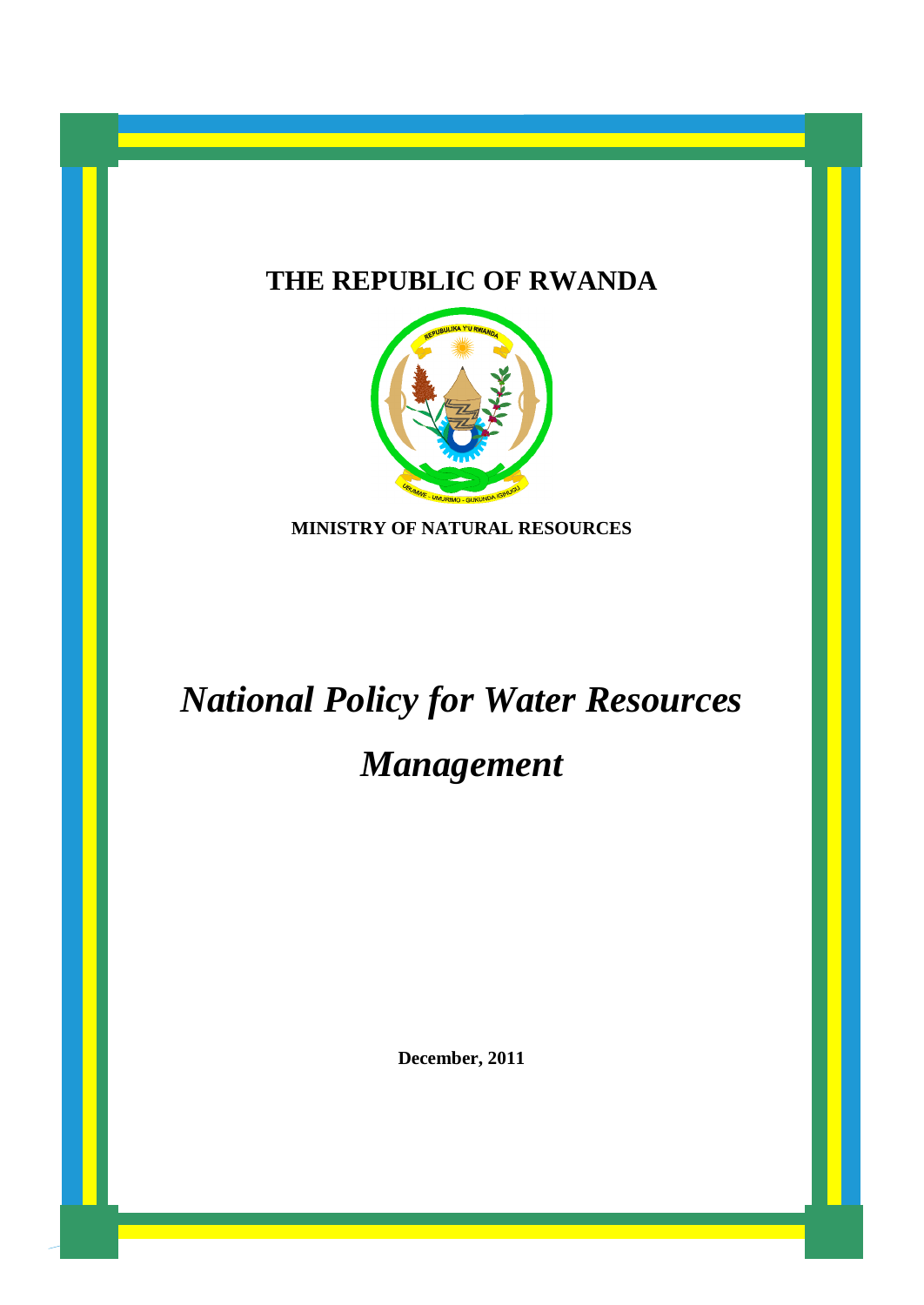**THE REPUBLIC OF RWANDA**

**MINISTRY OF NATURAL RESOURCES**

# *National Policy for Water Resources Management*

**December, 2011**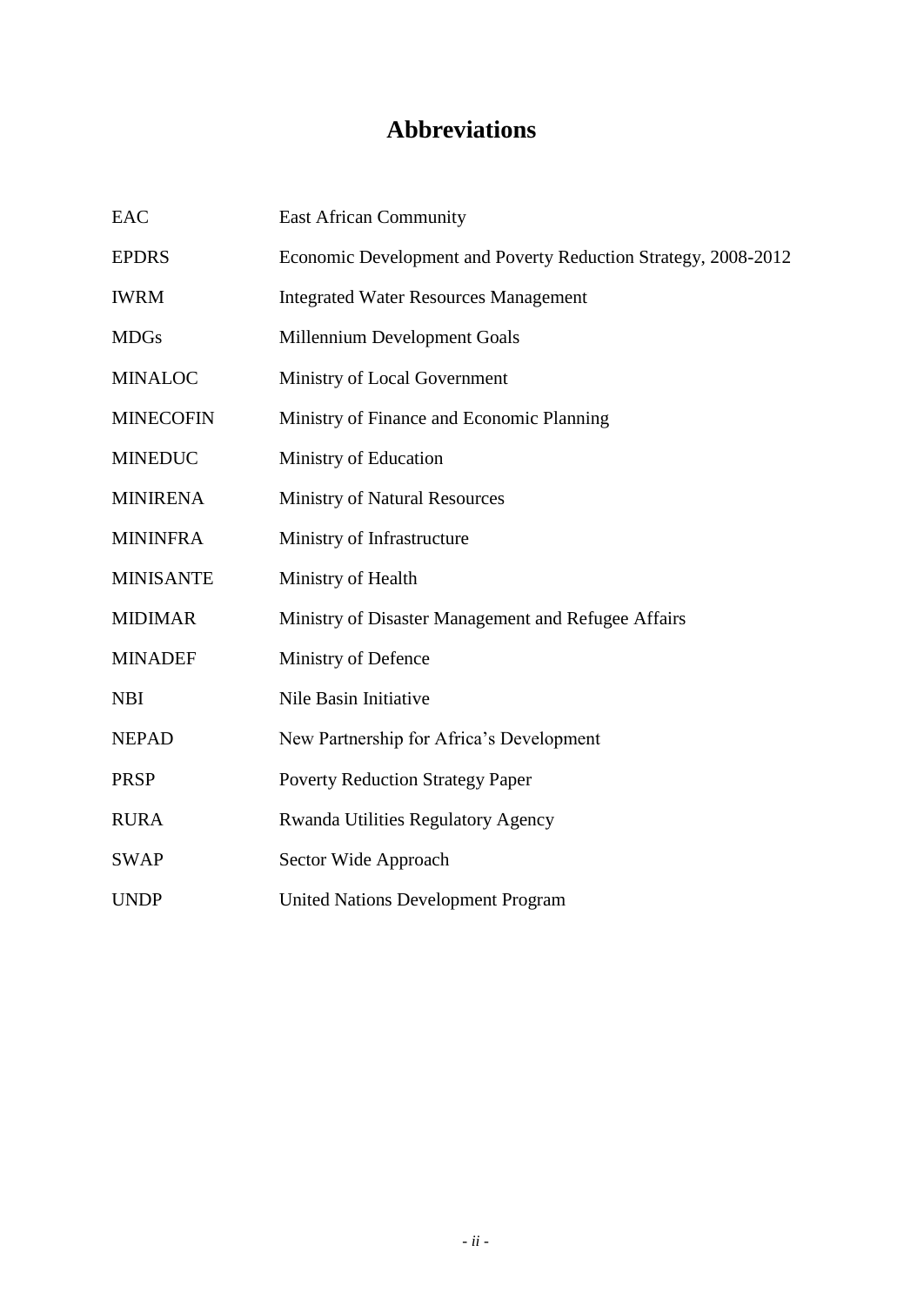# Abbreviations

| | |
|---|---|
| EAC | East African Community |
| EPDRS | Economic Development and Poverty Reduction Strategy, 2008-2012 |
| IWRM | Integrated Water Resources Management |
| MDGs | Millennium Development Goals |
| MINALOC | Ministry of Local Government |
| MINECOFIN | Ministry of Finance and Economic Planning |
| MINEDUC | Ministry of Education |
| MINIRENA | Ministry of Natural Resources |
| MININFRA | Ministry of Infrastructure |
| MINISANTE | Ministry of Health |
| MIDIMAR | Ministry of Disaster Management and Refugee Affairs |
| MINADEF | Ministry of Defence |
| NBI | Nile Basin Initiative |
| NEPAD | New Partnership for Africa's Development |
| PRSP | Poverty Reduction Strategy Paper |
| RURA | Rwanda Utilities Regulatory Agency |
| SWAP | Sector Wide Approach |
| UNDP | United Nations Development Program |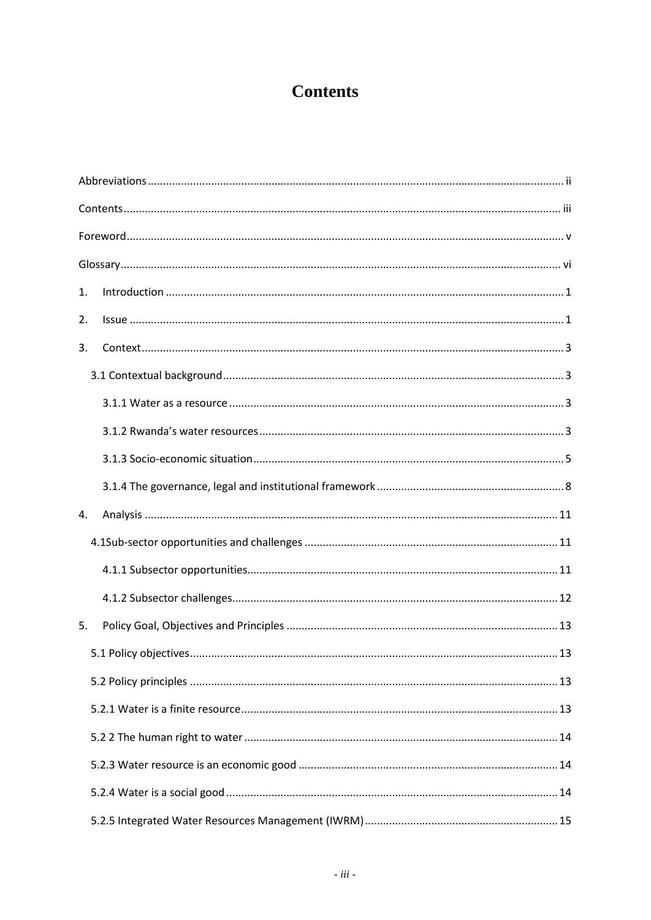# Contents

Abbreviations ........ ii

Contents ........ iii

Foreword ........ v

Glossary ........ vi

1. Introduction ........ 1

2. Issue ........ 1

3. Context ........ 3

   3.1 Contextual background ........ 3

      3.1.1 Water as a resource ........ 3

      3.1.2 Rwanda's water resources ........ 3

      3.1.3 Socio-economic situation ........ 5

      3.1.4 The governance, legal and institutional framework ........ 8

4. Analysis ........ 11

   4.1Sub-sector opportunities and challenges ........ 11

      4.1.1 Subsector opportunities ........ 11

      4.1.2 Subsector challenges ........ 12

5. Policy Goal, Objectives and Principles ........ 13

   5.1 Policy objectives ........ 13

   5.2 Policy principles ........ 13

   5.2.1 Water is a finite resource ........ 13

   5.2 2 The human right to water ........ 14

   5.2.3 Water resource is an economic good ........ 14

   5.2.4 Water is a social good ........ 14

   5.2.5 Integrated Water Resources Management (IWRM) ........ 15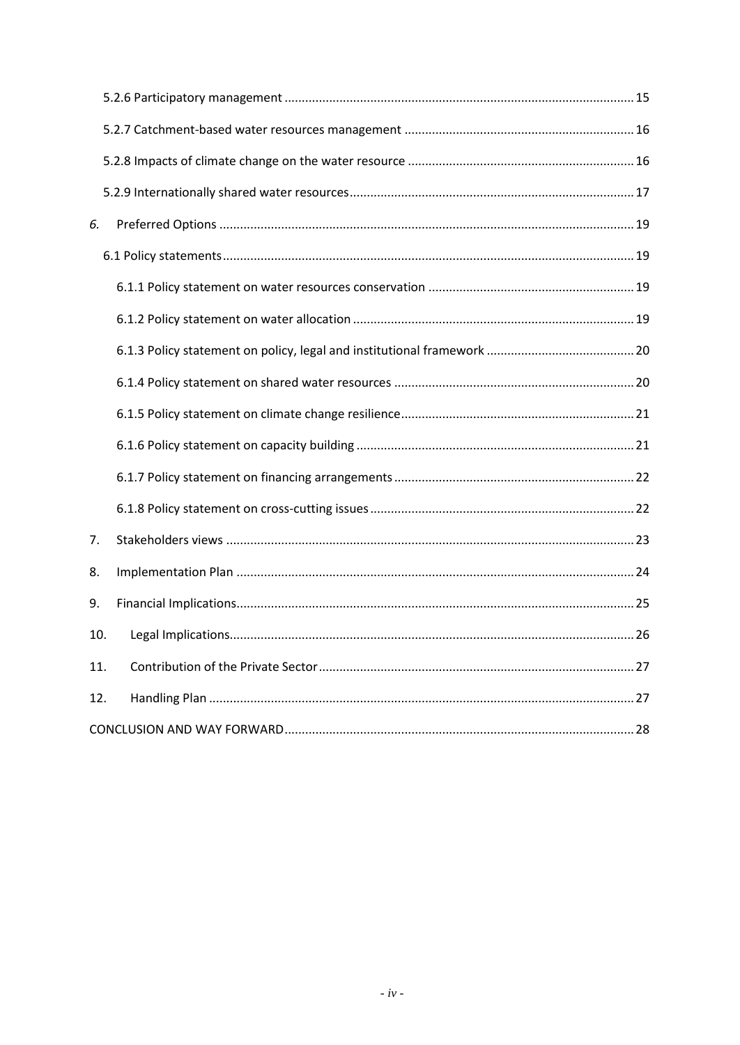5.2.6 Participatory management ..... 15

5.2.7 Catchment-based water resources management ..... 16

5.2.8 Impacts of climate change on the water resource ..... 16

5.2.9 Internationally shared water resources ..... 17

*6.* Preferred Options ..... 19

6.1 Policy statements ..... 19

6.1.1 Policy statement on water resources conservation ..... 19

6.1.2 Policy statement on water allocation ..... 19

6.1.3 Policy statement on policy, legal and institutional framework ..... 20

6.1.4 Policy statement on shared water resources ..... 20

6.1.5 Policy statement on climate change resilience ..... 21

6.1.6 Policy statement on capacity building ..... 21

6.1.7 Policy statement on financing arrangements ..... 22

6.1.8 Policy statement on cross-cutting issues ..... 22

7. Stakeholders views ..... 23

8. Implementation Plan ..... 24

9. Financial Implications ..... 25

10. Legal Implications ..... 26

11. Contribution of the Private Sector ..... 27

12. Handling Plan ..... 27

CONCLUSION AND WAY FORWARD ..... 28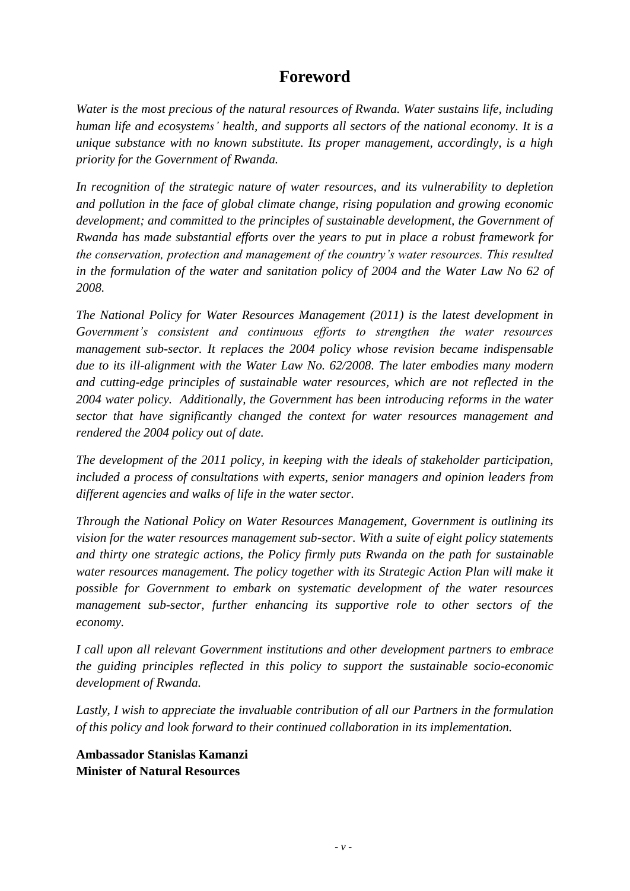# Foreword

*Water is the most precious of the natural resources of Rwanda. Water sustains life, including human life and ecosystems' health, and supports all sectors of the national economy. It is a unique substance with no known substitute. Its proper management, accordingly, is a high priority for the Government of Rwanda.*

*In recognition of the strategic nature of water resources, and its vulnerability to depletion and pollution in the face of global climate change, rising population and growing economic development; and committed to the principles of sustainable development, the Government of Rwanda has made substantial efforts over the years to put in place a robust framework for the conservation, protection and management of the country's water resources. This resulted in the formulation of the water and sanitation policy of 2004 and the Water Law No 62 of 2008.*

*The National Policy for Water Resources Management (2011) is the latest development in Government's consistent and continuous efforts to strengthen the water resources management sub-sector. It replaces the 2004 policy whose revision became indispensable due to its ill-alignment with the Water Law No. 62/2008. The later embodies many modern and cutting-edge principles of sustainable water resources, which are not reflected in the 2004 water policy. Additionally, the Government has been introducing reforms in the water sector that have significantly changed the context for water resources management and rendered the 2004 policy out of date.*

*The development of the 2011 policy, in keeping with the ideals of stakeholder participation, included a process of consultations with experts, senior managers and opinion leaders from different agencies and walks of life in the water sector.*

*Through the National Policy on Water Resources Management, Government is outlining its vision for the water resources management sub-sector. With a suite of eight policy statements and thirty one strategic actions, the Policy firmly puts Rwanda on the path for sustainable water resources management. The policy together with its Strategic Action Plan will make it possible for Government to embark on systematic development of the water resources management sub-sector, further enhancing its supportive role to other sectors of the economy.*

*I call upon all relevant Government institutions and other development partners to embrace the guiding principles reflected in this policy to support the sustainable socio-economic development of Rwanda.*

*Lastly, I wish to appreciate the invaluable contribution of all our Partners in the formulation of this policy and look forward to their continued collaboration in its implementation.*

**Ambassador Stanislas Kamanzi**
**Minister of Natural Resources**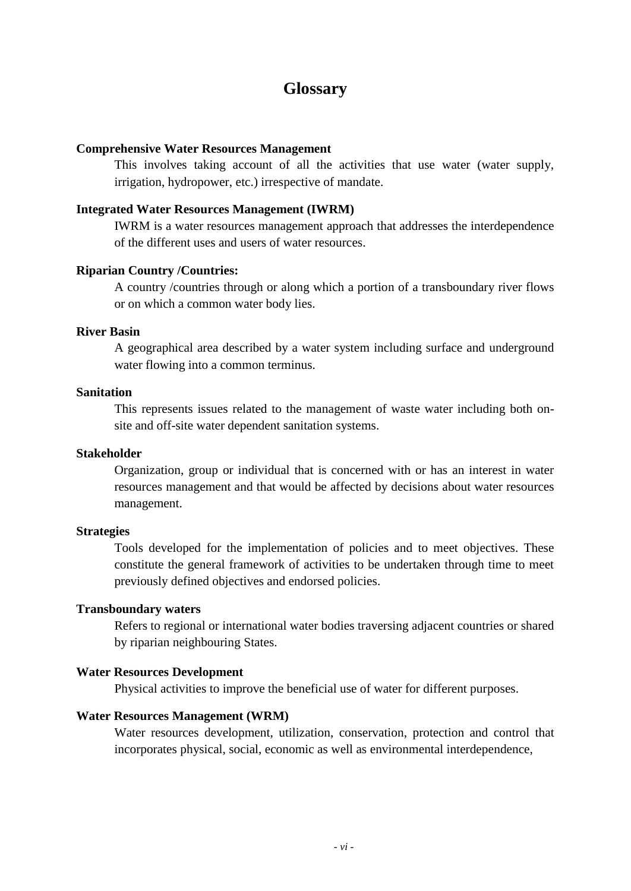# Glossary

**Comprehensive Water Resources Management**

This involves taking account of all the activities that use water (water supply, irrigation, hydropower, etc.) irrespective of mandate.

**Integrated Water Resources Management (IWRM)**

IWRM is a water resources management approach that addresses the interdependence of the different uses and users of water resources.

**Riparian Country /Countries:**

A country /countries through or along which a portion of a transboundary river flows or on which a common water body lies.

**River Basin**

A geographical area described by a water system including surface and underground water flowing into a common terminus.

**Sanitation**

This represents issues related to the management of waste water including both on-site and off-site water dependent sanitation systems.

**Stakeholder**

Organization, group or individual that is concerned with or has an interest in water resources management and that would be affected by decisions about water resources management.

**Strategies**

Tools developed for the implementation of policies and to meet objectives. These constitute the general framework of activities to be undertaken through time to meet previously defined objectives and endorsed policies.

**Transboundary waters**

Refers to regional or international water bodies traversing adjacent countries or shared by riparian neighbouring States.

**Water Resources Development**

Physical activities to improve the beneficial use of water for different purposes.

**Water Resources Management (WRM)**

Water resources development, utilization, conservation, protection and control that incorporates physical, social, economic as well as environmental interdependence,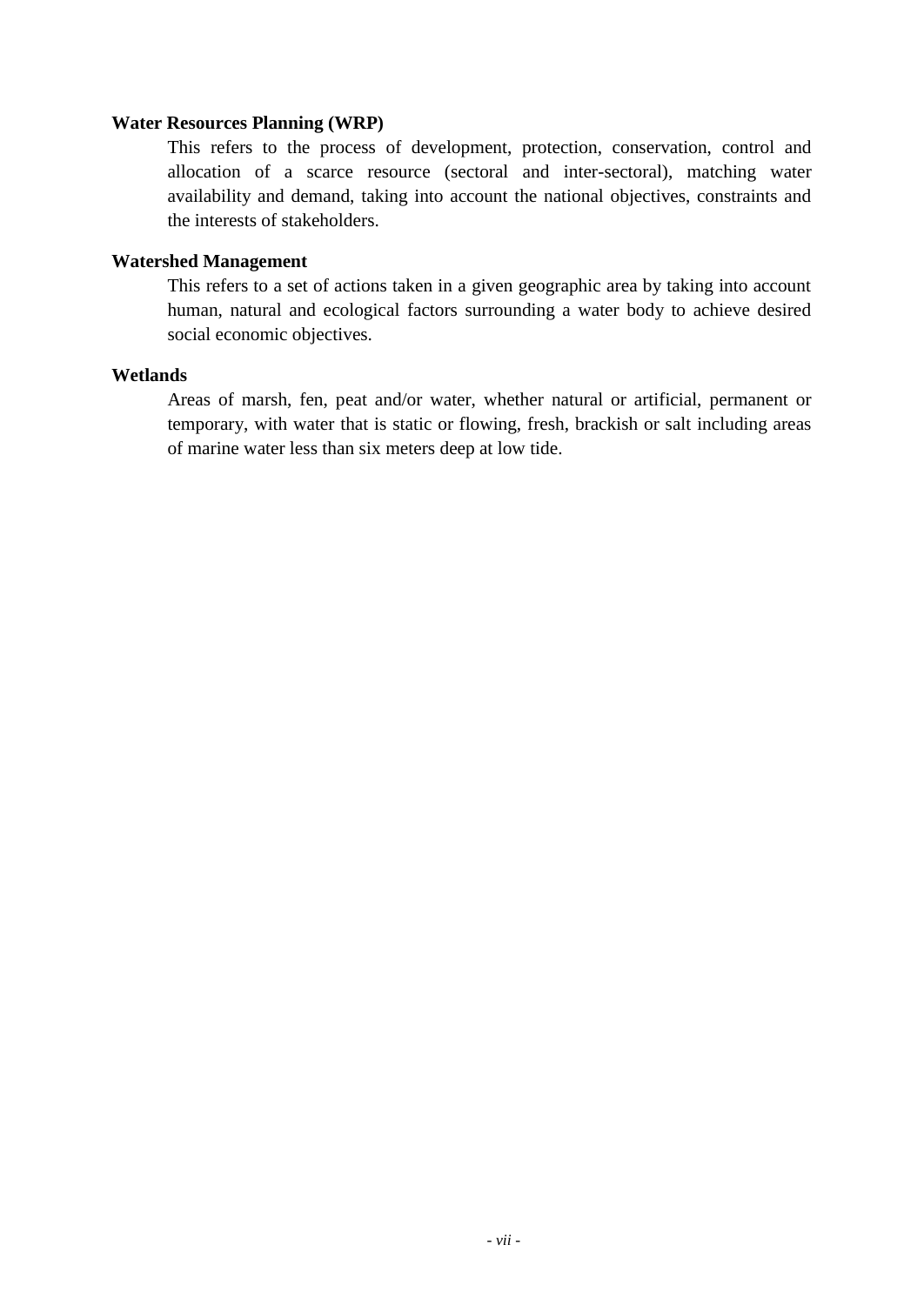**Water Resources Planning (WRP)**

This refers to the process of development, protection, conservation, control and allocation of a scarce resource (sectoral and inter-sectoral), matching water availability and demand, taking into account the national objectives, constraints and the interests of stakeholders.

**Watershed Management**

This refers to a set of actions taken in a given geographic area by taking into account human, natural and ecological factors surrounding a water body to achieve desired social economic objectives.

**Wetlands**

Areas of marsh, fen, peat and/or water, whether natural or artificial, permanent or temporary, with water that is static or flowing, fresh, brackish or salt including areas of marine water less than six meters deep at low tide.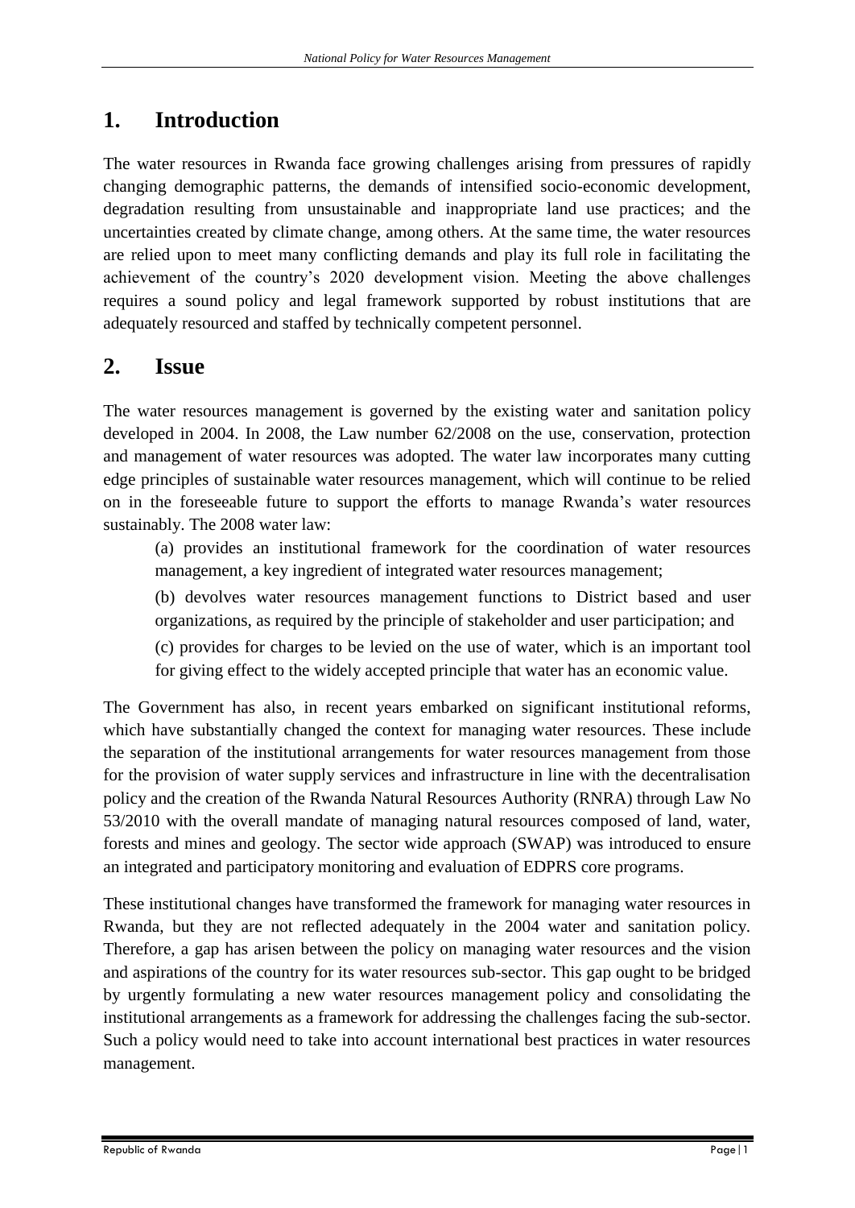# 1. Introduction

The water resources in Rwanda face growing challenges arising from pressures of rapidly changing demographic patterns, the demands of intensified socio-economic development, degradation resulting from unsustainable and inappropriate land use practices; and the uncertainties created by climate change, among others. At the same time, the water resources are relied upon to meet many conflicting demands and play its full role in facilitating the achievement of the country's 2020 development vision. Meeting the above challenges requires a sound policy and legal framework supported by robust institutions that are adequately resourced and staffed by technically competent personnel.

# 2. Issue

The water resources management is governed by the existing water and sanitation policy developed in 2004. In 2008, the Law number 62/2008 on the use, conservation, protection and management of water resources was adopted. The water law incorporates many cutting edge principles of sustainable water resources management, which will continue to be relied on in the foreseeable future to support the efforts to manage Rwanda's water resources sustainably. The 2008 water law:

(a) provides an institutional framework for the coordination of water resources management, a key ingredient of integrated water resources management;

(b) devolves water resources management functions to District based and user organizations, as required by the principle of stakeholder and user participation; and

(c) provides for charges to be levied on the use of water, which is an important tool for giving effect to the widely accepted principle that water has an economic value.

The Government has also, in recent years embarked on significant institutional reforms, which have substantially changed the context for managing water resources. These include the separation of the institutional arrangements for water resources management from those for the provision of water supply services and infrastructure in line with the decentralisation policy and the creation of the Rwanda Natural Resources Authority (RNRA) through Law No 53/2010 with the overall mandate of managing natural resources composed of land, water, forests and mines and geology. The sector wide approach (SWAP) was introduced to ensure an integrated and participatory monitoring and evaluation of EDPRS core programs.

These institutional changes have transformed the framework for managing water resources in Rwanda, but they are not reflected adequately in the 2004 water and sanitation policy. Therefore, a gap has arisen between the policy on managing water resources and the vision and aspirations of the country for its water resources sub-sector. This gap ought to be bridged by urgently formulating a new water resources management policy and consolidating the institutional arrangements as a framework for addressing the challenges facing the sub-sector. Such a policy would need to take into account international best practices in water resources management.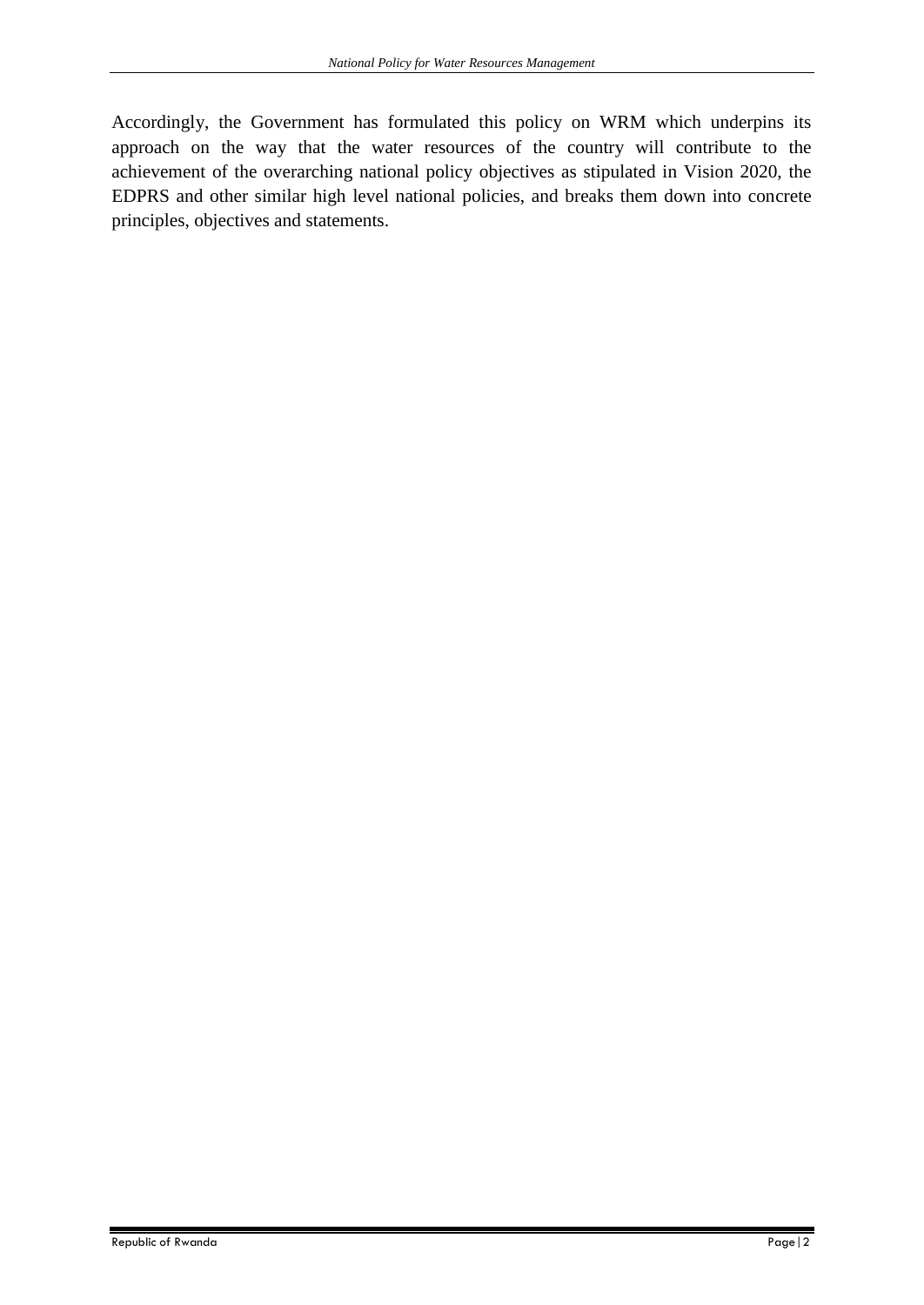Accordingly, the Government has formulated this policy on WRM which underpins its approach on the way that the water resources of the country will contribute to the achievement of the overarching national policy objectives as stipulated in Vision 2020, the EDPRS and other similar high level national policies, and breaks them down into concrete principles, objectives and statements.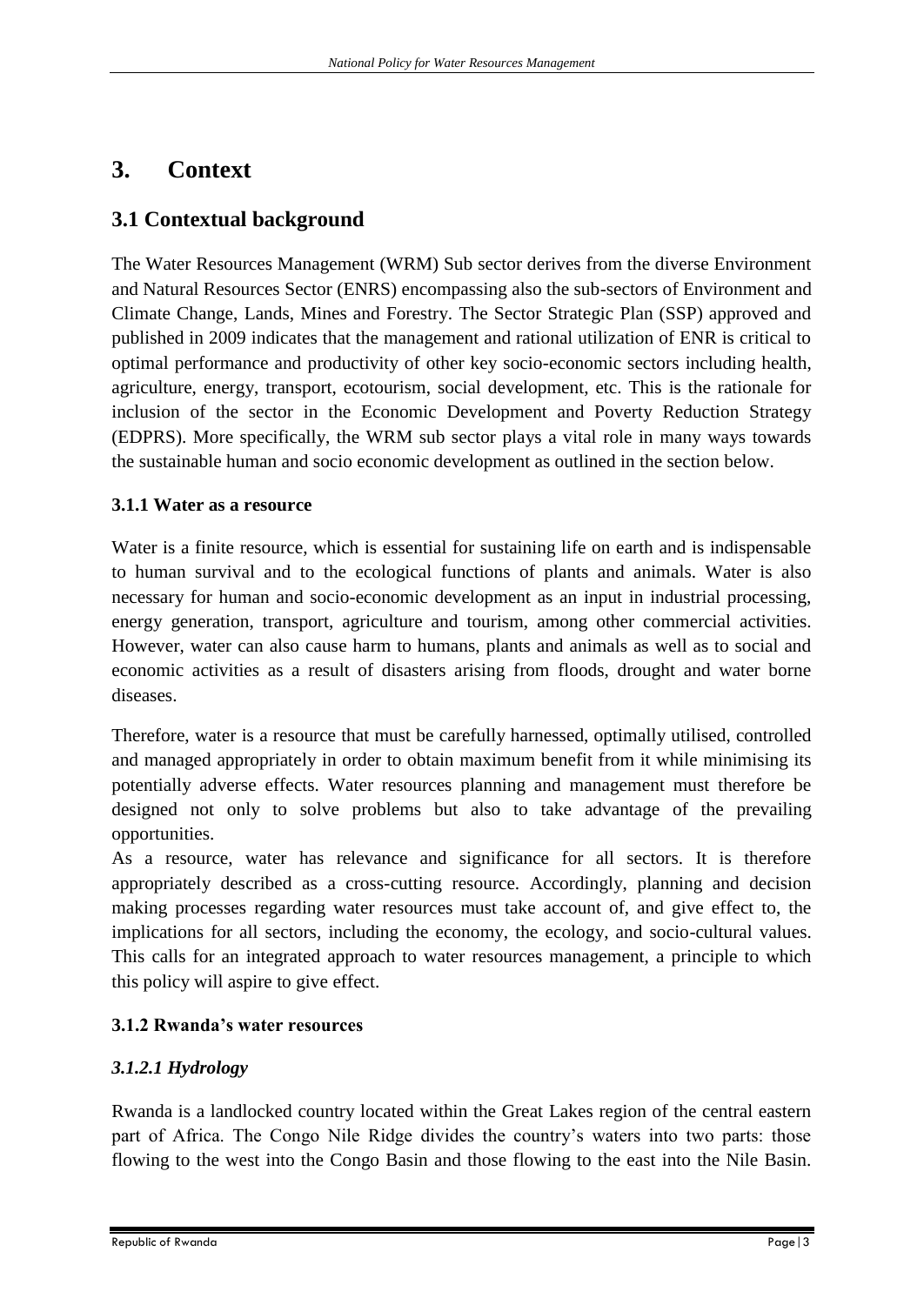# 3. Context

## 3.1 Contextual background

The Water Resources Management (WRM) Sub sector derives from the diverse Environment and Natural Resources Sector (ENRS) encompassing also the sub-sectors of Environment and Climate Change, Lands, Mines and Forestry. The Sector Strategic Plan (SSP) approved and published in 2009 indicates that the management and rational utilization of ENR is critical to optimal performance and productivity of other key socio-economic sectors including health, agriculture, energy, transport, ecotourism, social development, etc. This is the rationale for inclusion of the sector in the Economic Development and Poverty Reduction Strategy (EDPRS). More specifically, the WRM sub sector plays a vital role in many ways towards the sustainable human and socio economic development as outlined in the section below.

### 3.1.1 Water as a resource

Water is a finite resource, which is essential for sustaining life on earth and is indispensable to human survival and to the ecological functions of plants and animals. Water is also necessary for human and socio-economic development as an input in industrial processing, energy generation, transport, agriculture and tourism, among other commercial activities. However, water can also cause harm to humans, plants and animals as well as to social and economic activities as a result of disasters arising from floods, drought and water borne diseases.

Therefore, water is a resource that must be carefully harnessed, optimally utilised, controlled and managed appropriately in order to obtain maximum benefit from it while minimising its potentially adverse effects. Water resources planning and management must therefore be designed not only to solve problems but also to take advantage of the prevailing opportunities.

As a resource, water has relevance and significance for all sectors. It is therefore appropriately described as a cross-cutting resource. Accordingly, planning and decision making processes regarding water resources must take account of, and give effect to, the implications for all sectors, including the economy, the ecology, and socio-cultural values. This calls for an integrated approach to water resources management, a principle to which this policy will aspire to give effect.

### 3.1.2 Rwanda's water resources

#### *3.1.2.1 Hydrology*

Rwanda is a landlocked country located within the Great Lakes region of the central eastern part of Africa. The Congo Nile Ridge divides the country's waters into two parts: those flowing to the west into the Congo Basin and those flowing to the east into the Nile Basin.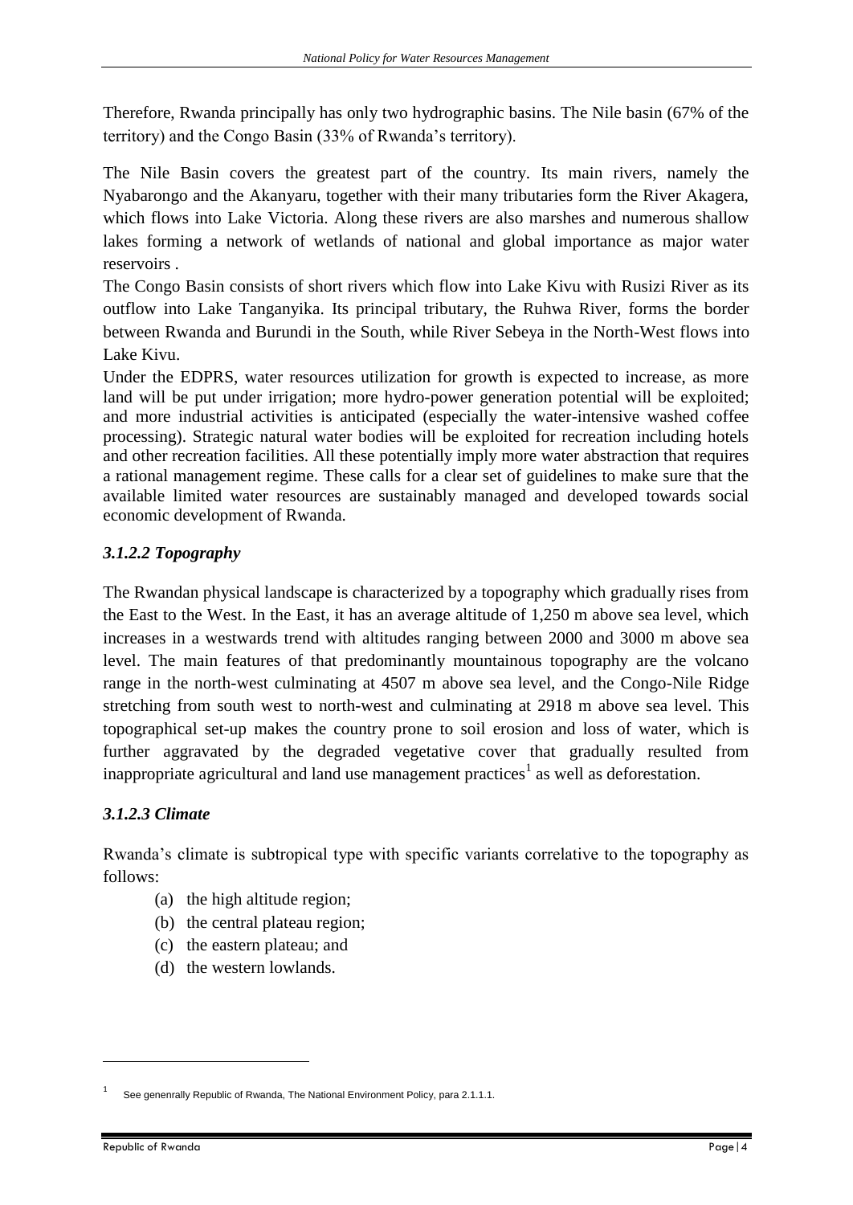Therefore, Rwanda principally has only two hydrographic basins. The Nile basin (67% of the territory) and the Congo Basin (33% of Rwanda's territory).

The Nile Basin covers the greatest part of the country. Its main rivers, namely the Nyabarongo and the Akanyaru, together with their many tributaries form the River Akagera, which flows into Lake Victoria. Along these rivers are also marshes and numerous shallow lakes forming a network of wetlands of national and global importance as major water reservoirs .

The Congo Basin consists of short rivers which flow into Lake Kivu with Rusizi River as its outflow into Lake Tanganyika. Its principal tributary, the Ruhwa River, forms the border between Rwanda and Burundi in the South, while River Sebeya in the North-West flows into Lake Kivu.

Under the EDPRS, water resources utilization for growth is expected to increase, as more land will be put under irrigation; more hydro-power generation potential will be exploited; and more industrial activities is anticipated (especially the water-intensive washed coffee processing). Strategic natural water bodies will be exploited for recreation including hotels and other recreation facilities. All these potentially imply more water abstraction that requires a rational management regime. These calls for a clear set of guidelines to make sure that the available limited water resources are sustainably managed and developed towards social economic development of Rwanda.

#### *3.1.2.2 Topography*

The Rwandan physical landscape is characterized by a topography which gradually rises from the East to the West. In the East, it has an average altitude of 1,250 m above sea level, which increases in a westwards trend with altitudes ranging between 2000 and 3000 m above sea level. The main features of that predominantly mountainous topography are the volcano range in the north-west culminating at 4507 m above sea level, and the Congo-Nile Ridge stretching from south west to north-west and culminating at 2918 m above sea level. This topographical set-up makes the country prone to soil erosion and loss of water, which is further aggravated by the degraded vegetative cover that gradually resulted from inappropriate agricultural and land use management practices[1] as well as deforestation.

#### *3.1.2.3 Climate*

Rwanda's climate is subtropical type with specific variants correlative to the topography as follows:

(a) the high altitude region;
(b) the central plateau region;
(c) the eastern plateau; and
(d) the western lowlands.

---

[1] See genenrally Republic of Rwanda, The National Environment Policy, para 2.1.1.1.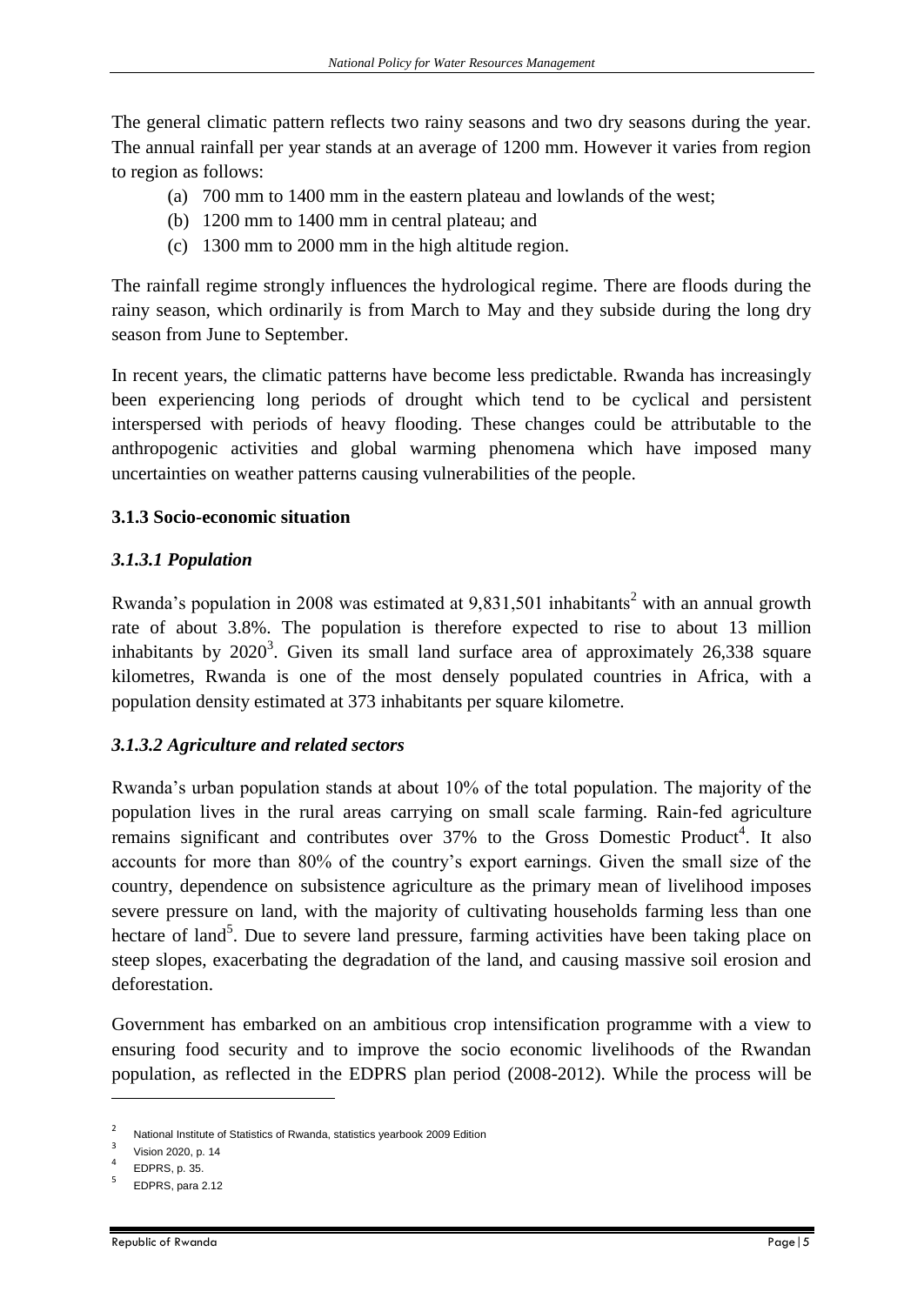The general climatic pattern reflects two rainy seasons and two dry seasons during the year. The annual rainfall per year stands at an average of 1200 mm. However it varies from region to region as follows:

(a) 700 mm to 1400 mm in the eastern plateau and lowlands of the west;
(b) 1200 mm to 1400 mm in central plateau; and
(c) 1300 mm to 2000 mm in the high altitude region.

The rainfall regime strongly influences the hydrological regime. There are floods during the rainy season, which ordinarily is from March to May and they subside during the long dry season from June to September.

In recent years, the climatic patterns have become less predictable. Rwanda has increasingly been experiencing long periods of drought which tend to be cyclical and persistent interspersed with periods of heavy flooding. These changes could be attributable to the anthropogenic activities and global warming phenomena which have imposed many uncertainties on weather patterns causing vulnerabilities of the people.

### 3.1.3 Socio-economic situation

#### *3.1.3.1 Population*

Rwanda's population in 2008 was estimated at 9,831,501 inhabitants[2] with an annual growth rate of about 3.8%. The population is therefore expected to rise to about 13 million inhabitants by 2020[3]. Given its small land surface area of approximately 26,338 square kilometres, Rwanda is one of the most densely populated countries in Africa, with a population density estimated at 373 inhabitants per square kilometre.

#### *3.1.3.2 Agriculture and related sectors*

Rwanda's urban population stands at about 10% of the total population. The majority of the population lives in the rural areas carrying on small scale farming. Rain-fed agriculture remains significant and contributes over 37% to the Gross Domestic Product[4]. It also accounts for more than 80% of the country's export earnings. Given the small size of the country, dependence on subsistence agriculture as the primary mean of livelihood imposes severe pressure on land, with the majority of cultivating households farming less than one hectare of land[5]. Due to severe land pressure, farming activities have been taking place on steep slopes, exacerbating the degradation of the land, and causing massive soil erosion and deforestation.

Government has embarked on an ambitious crop intensification programme with a view to ensuring food security and to improve the socio economic livelihoods of the Rwandan population, as reflected in the EDPRS plan period (2008-2012). While the process will be

---

[2] National Institute of Statistics of Rwanda, statistics yearbook 2009 Edition

[3] Vision 2020, p. 14

[4] EDPRS, p. 35.

[5] EDPRS, para 2.12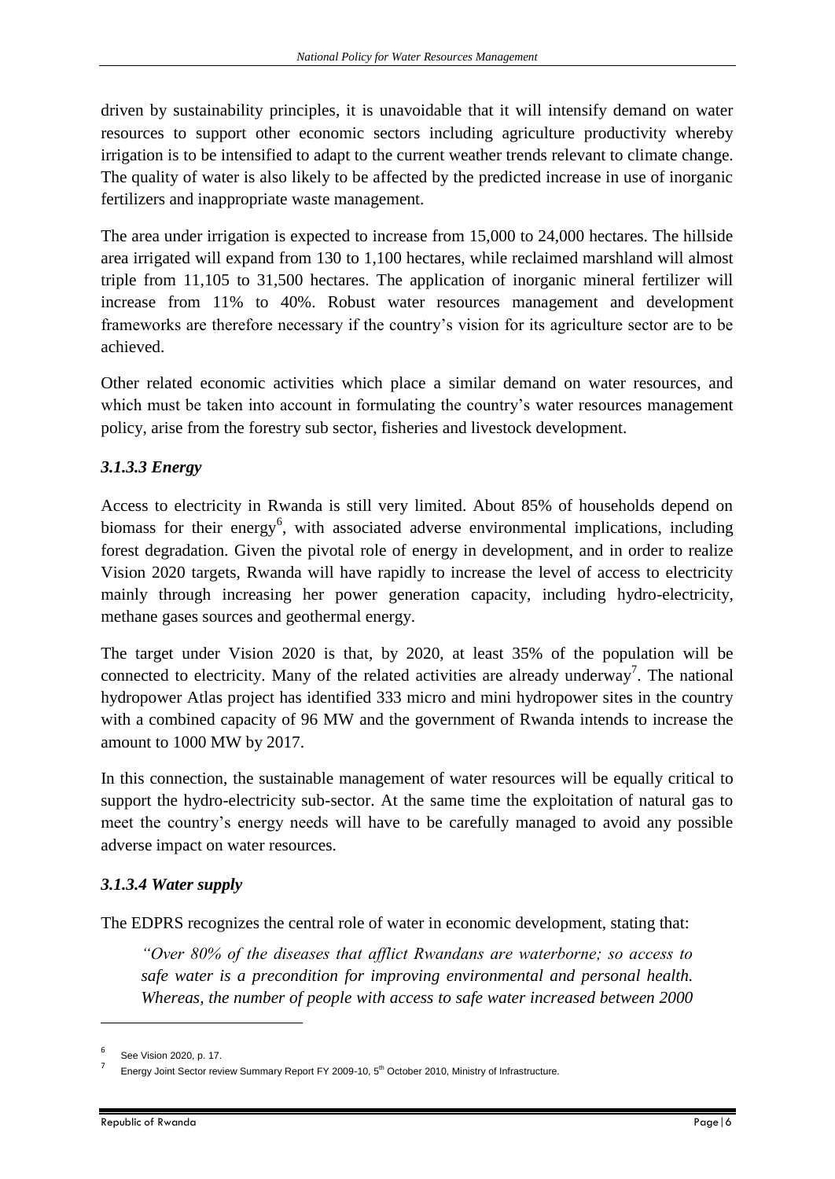driven by sustainability principles, it is unavoidable that it will intensify demand on water resources to support other economic sectors including agriculture productivity whereby irrigation is to be intensified to adapt to the current weather trends relevant to climate change. The quality of water is also likely to be affected by the predicted increase in use of inorganic fertilizers and inappropriate waste management.

The area under irrigation is expected to increase from 15,000 to 24,000 hectares. The hillside area irrigated will expand from 130 to 1,100 hectares, while reclaimed marshland will almost triple from 11,105 to 31,500 hectares. The application of inorganic mineral fertilizer will increase from 11% to 40%. Robust water resources management and development frameworks are therefore necessary if the country's vision for its agriculture sector are to be achieved.

Other related economic activities which place a similar demand on water resources, and which must be taken into account in formulating the country's water resources management policy, arise from the forestry sub sector, fisheries and livestock development.

#### *3.1.3.3 Energy*

Access to electricity in Rwanda is still very limited. About 85% of households depend on biomass for their energy[6], with associated adverse environmental implications, including forest degradation. Given the pivotal role of energy in development, and in order to realize Vision 2020 targets, Rwanda will have rapidly to increase the level of access to electricity mainly through increasing her power generation capacity, including hydro-electricity, methane gases sources and geothermal energy.

The target under Vision 2020 is that, by 2020, at least 35% of the population will be connected to electricity. Many of the related activities are already underway[7]. The national hydropower Atlas project has identified 333 micro and mini hydropower sites in the country with a combined capacity of 96 MW and the government of Rwanda intends to increase the amount to 1000 MW by 2017.

In this connection, the sustainable management of water resources will be equally critical to support the hydro-electricity sub-sector. At the same time the exploitation of natural gas to meet the country's energy needs will have to be carefully managed to avoid any possible adverse impact on water resources.

#### *3.1.3.4 Water supply*

The EDPRS recognizes the central role of water in economic development, stating that:

> *"Over 80% of the diseases that afflict Rwandans are waterborne; so access to safe water is a precondition for improving environmental and personal health. Whereas, the number of people with access to safe water increased between 2000*

---

[6] See Vision 2020, p. 17.

[7] Energy Joint Sector review Summary Report FY 2009-10, 5th October 2010, Ministry of Infrastructure.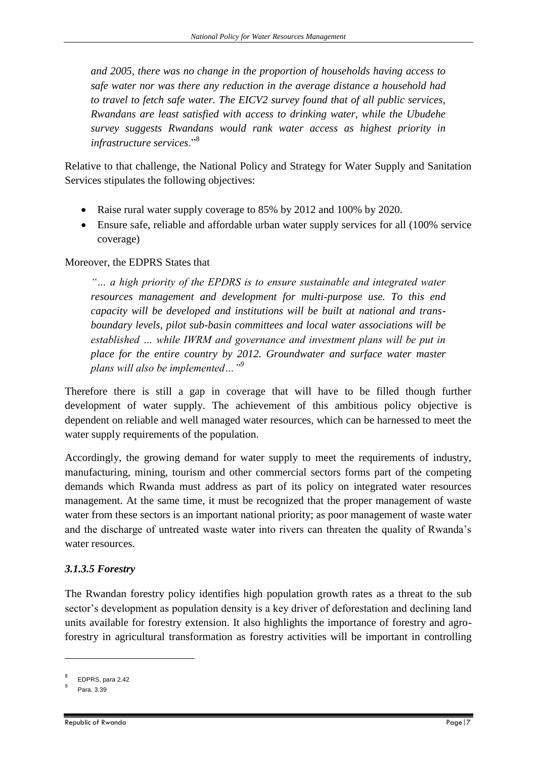*and 2005, there was no change in the proportion of households having access to safe water nor was there any reduction in the average distance a household had to travel to fetch safe water. The EICV2 survey found that of all public services, Rwandans are least satisfied with access to drinking water, while the Ubudehe survey suggests Rwandans would rank water access as highest priority in infrastructure services*."[8]

Relative to that challenge, the National Policy and Strategy for Water Supply and Sanitation Services stipulates the following objectives:

- Raise rural water supply coverage to 85% by 2012 and 100% by 2020.
- Ensure safe, reliable and affordable urban water supply services for all (100% service coverage)

Moreover, the EDPRS States that

*"… a high priority of the EPDRS is to ensure sustainable and integrated water resources management and development for multi-purpose use. To this end capacity will be developed and institutions will be built at national and trans-boundary levels, pilot sub-basin committees and local water associations will be established … while IWRM and governance and investment plans will be put in place for the entire country by 2012. Groundwater and surface water master plans will also be implemented…"*[9]

Therefore there is still a gap in coverage that will have to be filled though further development of water supply. The achievement of this ambitious policy objective is dependent on reliable and well managed water resources, which can be harnessed to meet the water supply requirements of the population.

Accordingly, the growing demand for water supply to meet the requirements of industry, manufacturing, mining, tourism and other commercial sectors forms part of the competing demands which Rwanda must address as part of its policy on integrated water resources management. At the same time, it must be recognized that the proper management of waste water from these sectors is an important national priority; as poor management of waste water and the discharge of untreated waste water into rivers can threaten the quality of Rwanda's water resources.

#### *3.1.3.5 Forestry*

The Rwandan forestry policy identifies high population growth rates as a threat to the sub sector's development as population density is a key driver of deforestation and declining land units available for forestry extension. It also highlights the importance of forestry and agro-forestry in agricultural transformation as forestry activities will be important in controlling

---

[8] EDPRS, para 2.42

[9] Para. 3.39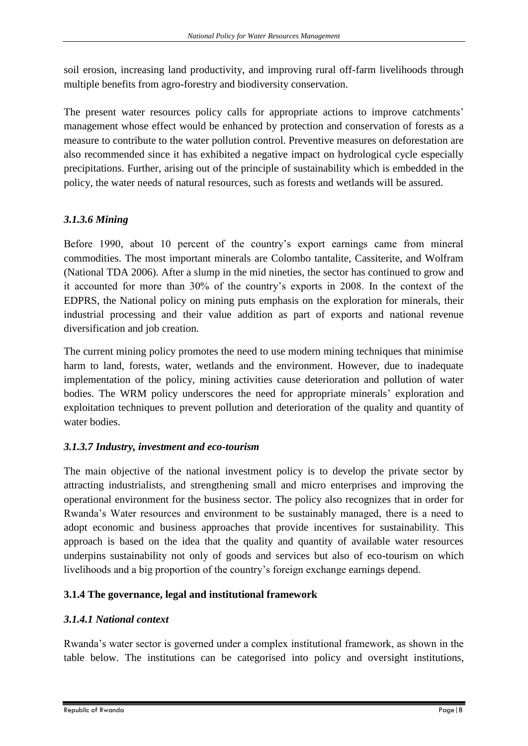soil erosion, increasing land productivity, and improving rural off-farm livelihoods through multiple benefits from agro-forestry and biodiversity conservation.

The present water resources policy calls for appropriate actions to improve catchments' management whose effect would be enhanced by protection and conservation of forests as a measure to contribute to the water pollution control. Preventive measures on deforestation are also recommended since it has exhibited a negative impact on hydrological cycle especially precipitations. Further, arising out of the principle of sustainability which is embedded in the policy, the water needs of natural resources, such as forests and wetlands will be assured.

#### *3.1.3.6 Mining*

Before 1990, about 10 percent of the country's export earnings came from mineral commodities. The most important minerals are Colombo tantalite, Cassiterite, and Wolfram (National TDA 2006). After a slump in the mid nineties, the sector has continued to grow and it accounted for more than 30% of the country's exports in 2008. In the context of the EDPRS, the National policy on mining puts emphasis on the exploration for minerals, their industrial processing and their value addition as part of exports and national revenue diversification and job creation.

The current mining policy promotes the need to use modern mining techniques that minimise harm to land, forests, water, wetlands and the environment. However, due to inadequate implementation of the policy, mining activities cause deterioration and pollution of water bodies. The WRM policy underscores the need for appropriate minerals' exploration and exploitation techniques to prevent pollution and deterioration of the quality and quantity of water bodies.

#### *3.1.3.7 Industry, investment and eco-tourism*

The main objective of the national investment policy is to develop the private sector by attracting industrialists, and strengthening small and micro enterprises and improving the operational environment for the business sector. The policy also recognizes that in order for Rwanda's Water resources and environment to be sustainably managed, there is a need to adopt economic and business approaches that provide incentives for sustainability. This approach is based on the idea that the quality and quantity of available water resources underpins sustainability not only of goods and services but also of eco-tourism on which livelihoods and a big proportion of the country's foreign exchange earnings depend.

### 3.1.4 The governance, legal and institutional framework

#### *3.1.4.1 National context*

Rwanda's water sector is governed under a complex institutional framework, as shown in the table below. The institutions can be categorised into policy and oversight institutions,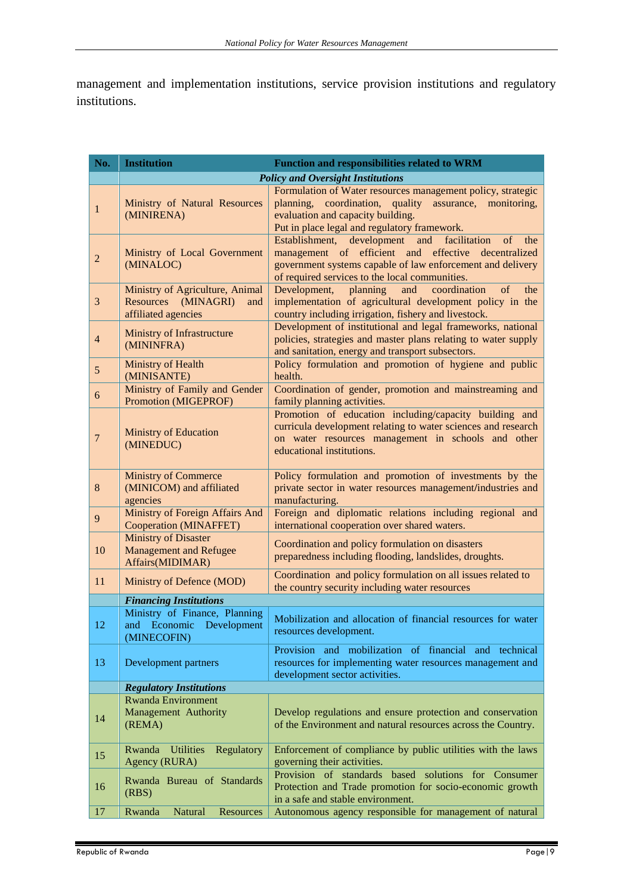management and implementation institutions, service provision institutions and regulatory institutions.

| No. | Institution | Function and responsibilities related to WRM |
|---|---|---|
| | ***Policy and Oversight Institutions*** | |
| 1 | Ministry of Natural Resources (MINIRENA) | Formulation of Water resources management policy, strategic planning, coordination, quality assurance, monitoring, evaluation and capacity building. Put in place legal and regulatory framework. |
| 2 | Ministry of Local Government (MINALOC) | Establishment, development and facilitation of the management of efficient and effective decentralized government systems capable of law enforcement and delivery of required services to the local communities. |
| 3 | Ministry of Agriculture, Animal Resources (MINAGRI) and affiliated agencies | Development, planning and coordination of the implementation of agricultural development policy in the country including irrigation, fishery and livestock. |
| 4 | Ministry of Infrastructure (MININFRA) | Development of institutional and legal frameworks, national policies, strategies and master plans relating to water supply and sanitation, energy and transport subsectors. |
| 5 | Ministry of Health (MINISANTE) | Policy formulation and promotion of hygiene and public health. |
| 6 | Ministry of Family and Gender Promotion (MIGEPROF) | Coordination of gender, promotion and mainstreaming and family planning activities. |
| 7 | Ministry of Education (MINEDUC) | Promotion of education including/capacity building and curricula development relating to water sciences and research on water resources management in schools and other educational institutions. |
| 8 | Ministry of Commerce (MINICOM) and affiliated agencies | Policy formulation and promotion of investments by the private sector in water resources management/industries and manufacturing. |
| 9 | Ministry of Foreign Affairs And Cooperation (MINAFFET) | Foreign and diplomatic relations including regional and international cooperation over shared waters. |
| 10 | Ministry of Disaster Management and Refugee Affairs(MIDIMAR) | Coordination and policy formulation on disasters preparedness including flooding, landslides, droughts. |
| 11 | Ministry of Defence (MOD) | Coordination and policy formulation on all issues related to the country security including water resources |
| | ***Financing Institutions*** | |
| 12 | Ministry of Finance, Planning and Economic Development (MINECOFIN) | Mobilization and allocation of financial resources for water resources development. |
| 13 | Development partners | Provision and mobilization of financial and technical resources for implementing water resources management and development sector activities. |
| | ***Regulatory Institutions*** | |
| 14 | Rwanda Environment Management Authority (REMA) | Develop regulations and ensure protection and conservation of the Environment and natural resources across the Country. |
| 15 | Rwanda Utilities Regulatory Agency (RURA) | Enforcement of compliance by public utilities with the laws governing their activities. |
| 16 | Rwanda Bureau of Standards (RBS) | Provision of standards based solutions for Consumer Protection and Trade promotion for socio-economic growth in a safe and stable environment. |
| 17 | Rwanda Natural Resources | Autonomous agency responsible for management of natural |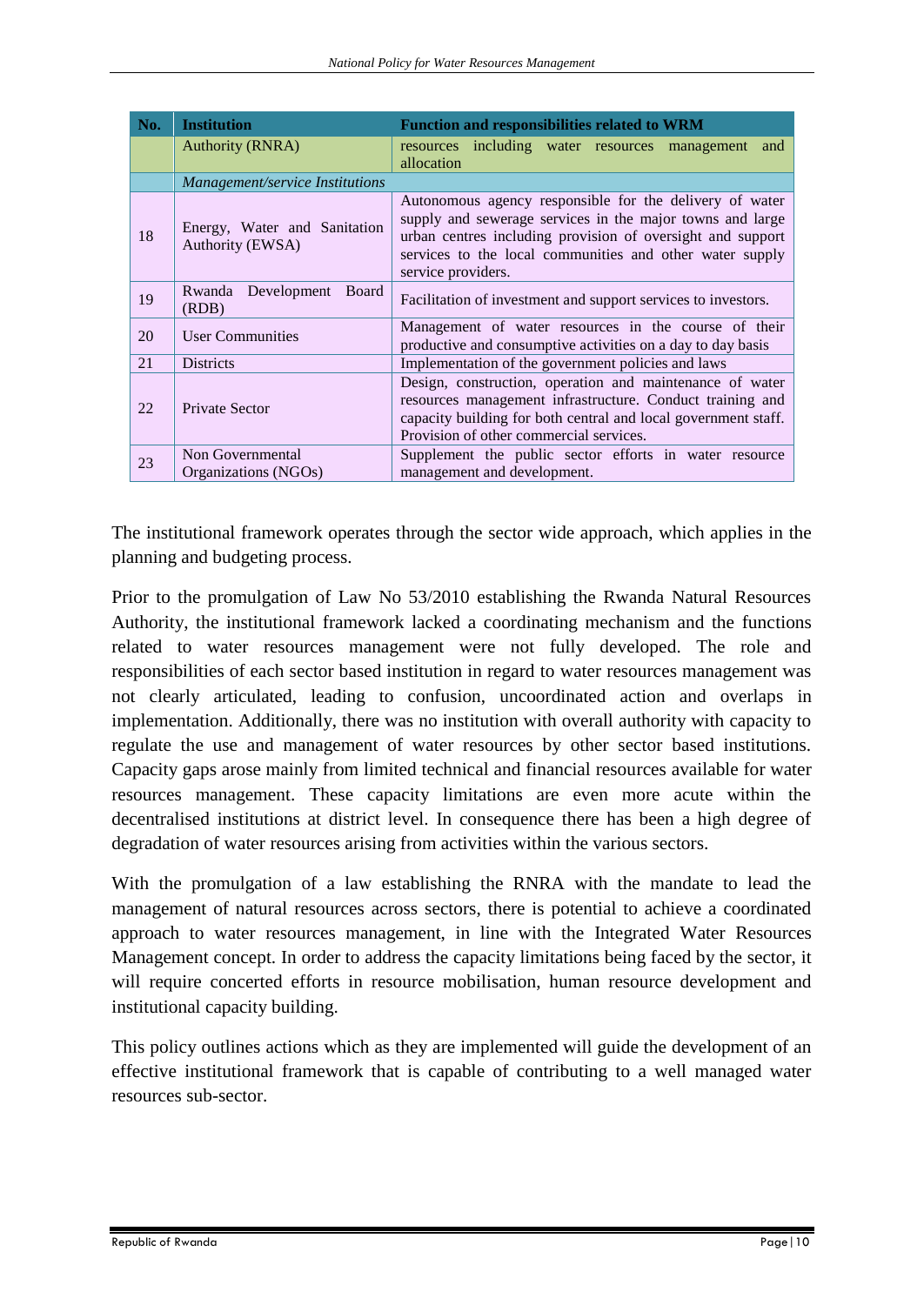| No. | Institution | Function and responsibilities related to WRM |
|---|---|---|
| | Authority (RNRA) | resources including water resources management and allocation |
| | *Management/service Institutions* | |
| 18 | Energy, Water and Sanitation Authority (EWSA) | Autonomous agency responsible for the delivery of water supply and sewerage services in the major towns and large urban centres including provision of oversight and support services to the local communities and other water supply service providers. |
| 19 | Rwanda Development Board (RDB) | Facilitation of investment and support services to investors. |
| 20 | User Communities | Management of water resources in the course of their productive and consumptive activities on a day to day basis |
| 21 | Districts | Implementation of the government policies and laws |
| 22 | Private Sector | Design, construction, operation and maintenance of water resources management infrastructure. Conduct training and capacity building for both central and local government staff. Provision of other commercial services. |
| 23 | Non Governmental Organizations (NGOs) | Supplement the public sector efforts in water resource management and development. |

The institutional framework operates through the sector wide approach, which applies in the planning and budgeting process.

Prior to the promulgation of Law No 53/2010 establishing the Rwanda Natural Resources Authority, the institutional framework lacked a coordinating mechanism and the functions related to water resources management were not fully developed. The role and responsibilities of each sector based institution in regard to water resources management was not clearly articulated, leading to confusion, uncoordinated action and overlaps in implementation. Additionally, there was no institution with overall authority with capacity to regulate the use and management of water resources by other sector based institutions. Capacity gaps arose mainly from limited technical and financial resources available for water resources management. These capacity limitations are even more acute within the decentralised institutions at district level. In consequence there has been a high degree of degradation of water resources arising from activities within the various sectors.

With the promulgation of a law establishing the RNRA with the mandate to lead the management of natural resources across sectors, there is potential to achieve a coordinated approach to water resources management, in line with the Integrated Water Resources Management concept. In order to address the capacity limitations being faced by the sector, it will require concerted efforts in resource mobilisation, human resource development and institutional capacity building.

This policy outlines actions which as they are implemented will guide the development of an effective institutional framework that is capable of contributing to a well managed water resources sub-sector.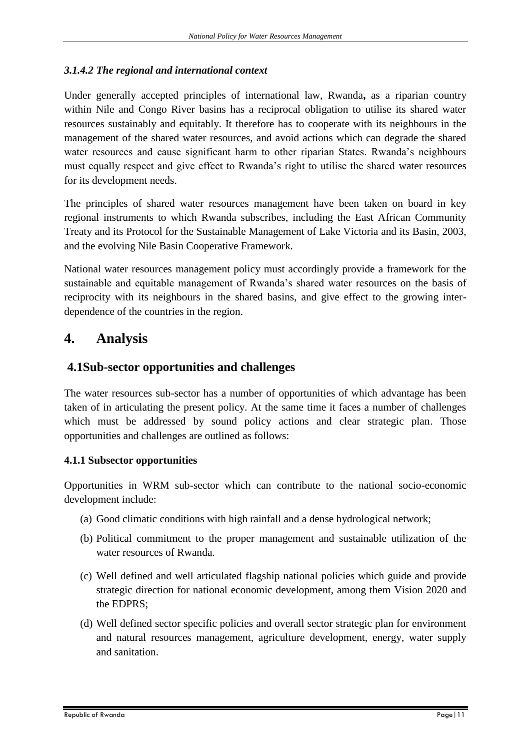### *3.1.4.2 The regional and international context*

Under generally accepted principles of international law, Rwanda**,** as a riparian country within Nile and Congo River basins has a reciprocal obligation to utilise its shared water resources sustainably and equitably. It therefore has to cooperate with its neighbours in the management of the shared water resources, and avoid actions which can degrade the shared water resources and cause significant harm to other riparian States. Rwanda's neighbours must equally respect and give effect to Rwanda's right to utilise the shared water resources for its development needs.

The principles of shared water resources management have been taken on board in key regional instruments to which Rwanda subscribes, including the East African Community Treaty and its Protocol for the Sustainable Management of Lake Victoria and its Basin, 2003, and the evolving Nile Basin Cooperative Framework.

National water resources management policy must accordingly provide a framework for the sustainable and equitable management of Rwanda's shared water resources on the basis of reciprocity with its neighbours in the shared basins, and give effect to the growing inter-dependence of the countries in the region.

# 4. Analysis

## 4.1Sub-sector opportunities and challenges

The water resources sub-sector has a number of opportunities of which advantage has been taken of in articulating the present policy. At the same time it faces a number of challenges which must be addressed by sound policy actions and clear strategic plan. Those opportunities and challenges are outlined as follows:

#### 4.1.1 Subsector opportunities

Opportunities in WRM sub-sector which can contribute to the national socio-economic development include:

(a) Good climatic conditions with high rainfall and a dense hydrological network;

(b) Political commitment to the proper management and sustainable utilization of the water resources of Rwanda.

(c) Well defined and well articulated flagship national policies which guide and provide strategic direction for national economic development, among them Vision 2020 and the EDPRS;

(d) Well defined sector specific policies and overall sector strategic plan for environment and natural resources management, agriculture development, energy, water supply and sanitation.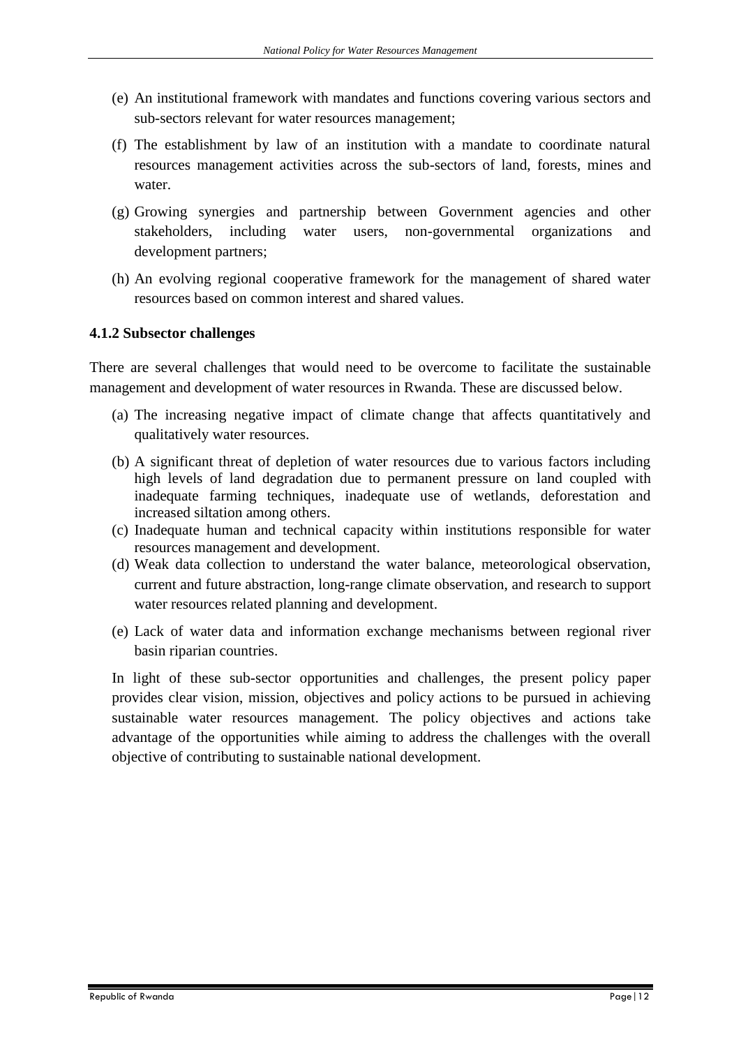(e) An institutional framework with mandates and functions covering various sectors and sub-sectors relevant for water resources management;

(f) The establishment by law of an institution with a mandate to coordinate natural resources management activities across the sub-sectors of land, forests, mines and water.

(g) Growing synergies and partnership between Government agencies and other stakeholders, including water users, non-governmental organizations and development partners;

(h) An evolving regional cooperative framework for the management of shared water resources based on common interest and shared values.

### 4.1.2 Subsector challenges

There are several challenges that would need to be overcome to facilitate the sustainable management and development of water resources in Rwanda. These are discussed below.

(a) The increasing negative impact of climate change that affects quantitatively and qualitatively water resources.

(b) A significant threat of depletion of water resources due to various factors including high levels of land degradation due to permanent pressure on land coupled with inadequate farming techniques, inadequate use of wetlands, deforestation and increased siltation among others.

(c) Inadequate human and technical capacity within institutions responsible for water resources management and development.

(d) Weak data collection to understand the water balance, meteorological observation, current and future abstraction, long-range climate observation, and research to support water resources related planning and development.

(e) Lack of water data and information exchange mechanisms between regional river basin riparian countries.

In light of these sub-sector opportunities and challenges, the present policy paper provides clear vision, mission, objectives and policy actions to be pursued in achieving sustainable water resources management. The policy objectives and actions take advantage of the opportunities while aiming to address the challenges with the overall objective of contributing to sustainable national development.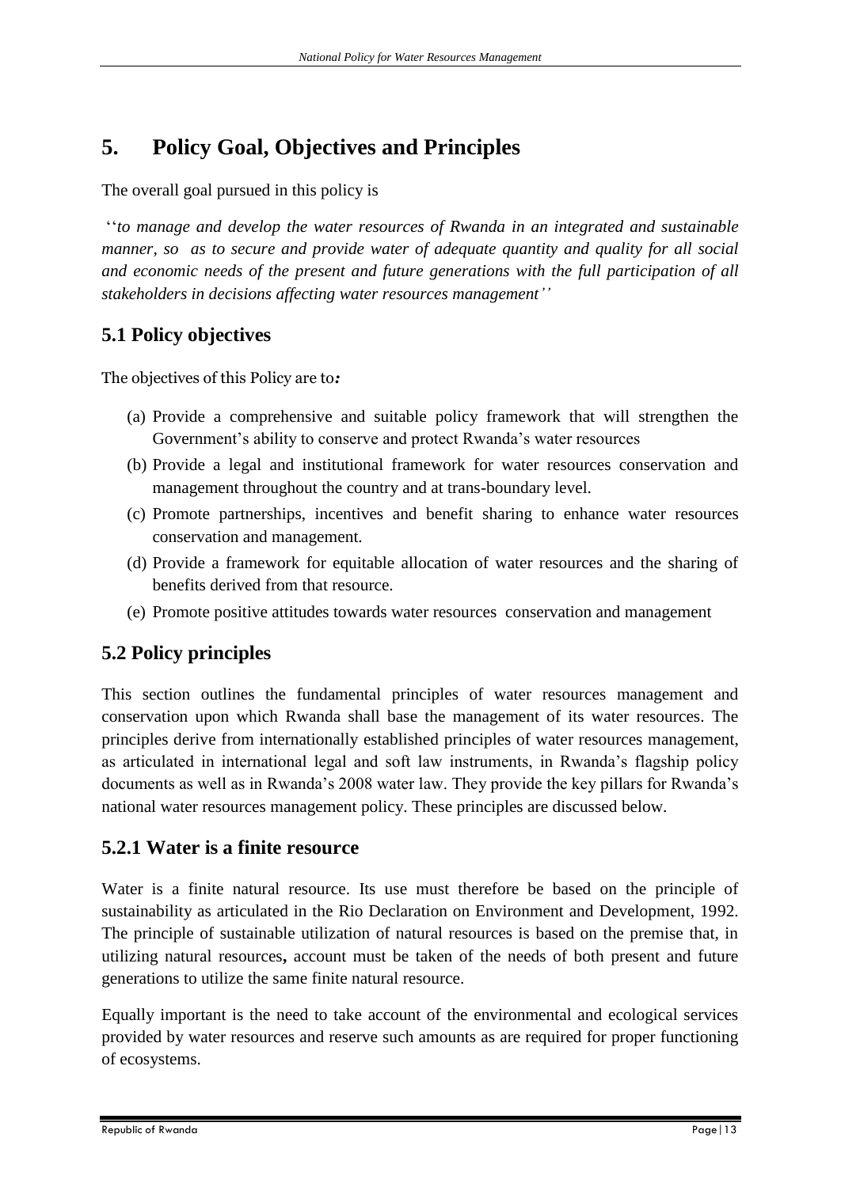# 5. Policy Goal, Objectives and Principles

The overall goal pursued in this policy is

''*to manage and develop the water resources of Rwanda in an integrated and sustainable manner, so as to secure and provide water of adequate quantity and quality for all social and economic needs of the present and future generations with the full participation of all stakeholders in decisions affecting water resources management''*

## 5.1 Policy objectives

The objectives of this Policy are to***:***

(a) Provide a comprehensive and suitable policy framework that will strengthen the Government's ability to conserve and protect Rwanda's water resources

(b) Provide a legal and institutional framework for water resources conservation and management throughout the country and at trans-boundary level.

(c) Promote partnerships, incentives and benefit sharing to enhance water resources conservation and management.

(d) Provide a framework for equitable allocation of water resources and the sharing of benefits derived from that resource.

(e) Promote positive attitudes towards water resources conservation and management

## 5.2 Policy principles

This section outlines the fundamental principles of water resources management and conservation upon which Rwanda shall base the management of its water resources. The principles derive from internationally established principles of water resources management, as articulated in international legal and soft law instruments, in Rwanda's flagship policy documents as well as in Rwanda's 2008 water law. They provide the key pillars for Rwanda's national water resources management policy. These principles are discussed below.

### 5.2.1 Water is a finite resource

Water is a finite natural resource. Its use must therefore be based on the principle of sustainability as articulated in the Rio Declaration on Environment and Development, 1992. The principle of sustainable utilization of natural resources is based on the premise that, in utilizing natural resources**,** account must be taken of the needs of both present and future generations to utilize the same finite natural resource.

Equally important is the need to take account of the environmental and ecological services provided by water resources and reserve such amounts as are required for proper functioning of ecosystems.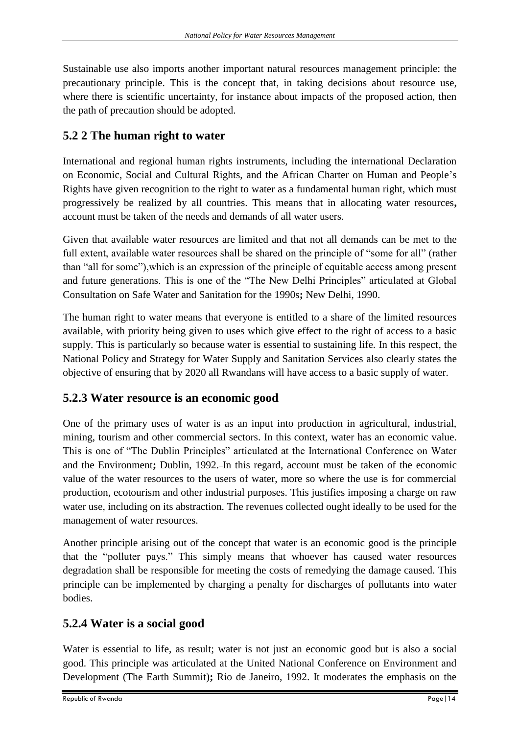Sustainable use also imports another important natural resources management principle: the precautionary principle. This is the concept that, in taking decisions about resource use, where there is scientific uncertainty, for instance about impacts of the proposed action, then the path of precaution should be adopted.

## 5.2 2 The human right to water

International and regional human rights instruments, including the international Declaration on Economic, Social and Cultural Rights, and the African Charter on Human and People's Rights have given recognition to the right to water as a fundamental human right, which must progressively be realized by all countries. This means that in allocating water resources**,** account must be taken of the needs and demands of all water users.

Given that available water resources are limited and that not all demands can be met to the full extent, available water resources shall be shared on the principle of "some for all" (rather than "all for some"),which is an expression of the principle of equitable access among present and future generations. This is one of the "The New Delhi Principles" articulated at Global Consultation on Safe Water and Sanitation for the 1990s**;** New Delhi, 1990.

The human right to water means that everyone is entitled to a share of the limited resources available, with priority being given to uses which give effect to the right of access to a basic supply. This is particularly so because water is essential to sustaining life. In this respect, the National Policy and Strategy for Water Supply and Sanitation Services also clearly states the objective of ensuring that by 2020 all Rwandans will have access to a basic supply of water.

## 5.2.3 Water resource is an economic good

One of the primary uses of water is as an input into production in agricultural, industrial, mining, tourism and other commercial sectors. In this context, water has an economic value. This is one of "The Dublin Principles" articulated at the International Conference on Water and the Environment**;** Dublin, 1992. In this regard, account must be taken of the economic value of the water resources to the users of water, more so where the use is for commercial production, ecotourism and other industrial purposes. This justifies imposing a charge on raw water use, including on its abstraction. The revenues collected ought ideally to be used for the management of water resources.

Another principle arising out of the concept that water is an economic good is the principle that the "polluter pays." This simply means that whoever has caused water resources degradation shall be responsible for meeting the costs of remedying the damage caused. This principle can be implemented by charging a penalty for discharges of pollutants into water bodies.

## 5.2.4 Water is a social good

Water is essential to life, as result; water is not just an economic good but is also a social good. This principle was articulated at the United National Conference on Environment and Development (The Earth Summit)**;** Rio de Janeiro, 1992. It moderates the emphasis on the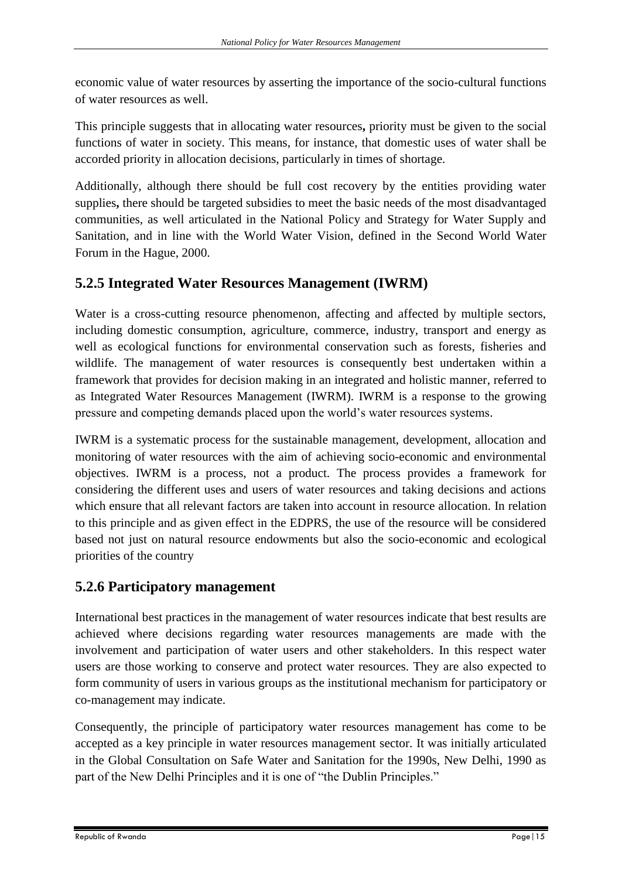economic value of water resources by asserting the importance of the socio-cultural functions of water resources as well.

This principle suggests that in allocating water resources**,** priority must be given to the social functions of water in society. This means, for instance, that domestic uses of water shall be accorded priority in allocation decisions, particularly in times of shortage.

Additionally, although there should be full cost recovery by the entities providing water supplies**,** there should be targeted subsidies to meet the basic needs of the most disadvantaged communities, as well articulated in the National Policy and Strategy for Water Supply and Sanitation, and in line with the World Water Vision, defined in the Second World Water Forum in the Hague, 2000.

### 5.2.5 Integrated Water Resources Management (IWRM)

Water is a cross-cutting resource phenomenon, affecting and affected by multiple sectors, including domestic consumption, agriculture, commerce, industry, transport and energy as well as ecological functions for environmental conservation such as forests, fisheries and wildlife. The management of water resources is consequently best undertaken within a framework that provides for decision making in an integrated and holistic manner, referred to as Integrated Water Resources Management (IWRM). IWRM is a response to the growing pressure and competing demands placed upon the world's water resources systems.

IWRM is a systematic process for the sustainable management, development, allocation and monitoring of water resources with the aim of achieving socio-economic and environmental objectives. IWRM is a process, not a product. The process provides a framework for considering the different uses and users of water resources and taking decisions and actions which ensure that all relevant factors are taken into account in resource allocation. In relation to this principle and as given effect in the EDPRS, the use of the resource will be considered based not just on natural resource endowments but also the socio-economic and ecological priorities of the country

### 5.2.6 Participatory management

International best practices in the management of water resources indicate that best results are achieved where decisions regarding water resources managements are made with the involvement and participation of water users and other stakeholders. In this respect water users are those working to conserve and protect water resources. They are also expected to form community of users in various groups as the institutional mechanism for participatory or co-management may indicate.

Consequently, the principle of participatory water resources management has come to be accepted as a key principle in water resources management sector. It was initially articulated in the Global Consultation on Safe Water and Sanitation for the 1990s, New Delhi, 1990 as part of the New Delhi Principles and it is one of "the Dublin Principles."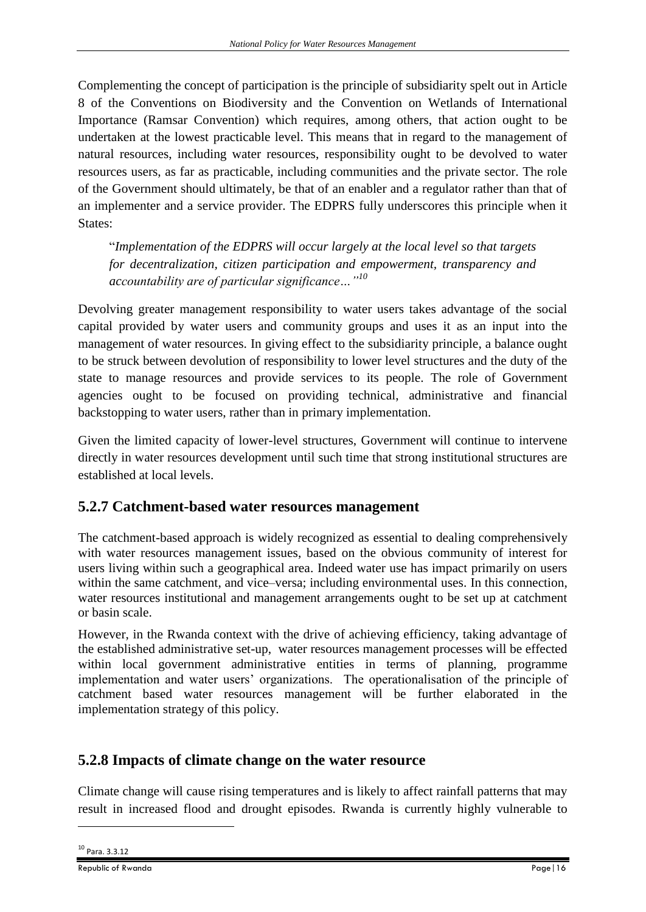Complementing the concept of participation is the principle of subsidiarity spelt out in Article 8 of the Conventions on Biodiversity and the Convention on Wetlands of International Importance (Ramsar Convention) which requires, among others, that action ought to be undertaken at the lowest practicable level. This means that in regard to the management of natural resources, including water resources, responsibility ought to be devolved to water resources users, as far as practicable, including communities and the private sector. The role of the Government should ultimately, be that of an enabler and a regulator rather than that of an implementer and a service provider. The EDPRS fully underscores this principle when it States:

> "*Implementation of the EDPRS will occur largely at the local level so that targets for decentralization, citizen participation and empowerment, transparency and accountability are of particular significance…"*[10]

Devolving greater management responsibility to water users takes advantage of the social capital provided by water users and community groups and uses it as an input into the management of water resources. In giving effect to the subsidiarity principle, a balance ought to be struck between devolution of responsibility to lower level structures and the duty of the state to manage resources and provide services to its people. The role of Government agencies ought to be focused on providing technical, administrative and financial backstopping to water users, rather than in primary implementation.

Given the limited capacity of lower-level structures, Government will continue to intervene directly in water resources development until such time that strong institutional structures are established at local levels.

## 5.2.7 Catchment-based water resources management

The catchment-based approach is widely recognized as essential to dealing comprehensively with water resources management issues, based on the obvious community of interest for users living within such a geographical area. Indeed water use has impact primarily on users within the same catchment, and vice–versa; including environmental uses. In this connection, water resources institutional and management arrangements ought to be set up at catchment or basin scale.

However, in the Rwanda context with the drive of achieving efficiency, taking advantage of the established administrative set-up, water resources management processes will be effected within local government administrative entities in terms of planning, programme implementation and water users' organizations. The operationalisation of the principle of catchment based water resources management will be further elaborated in the implementation strategy of this policy.

## 5.2.8 Impacts of climate change on the water resource

Climate change will cause rising temperatures and is likely to affect rainfall patterns that may result in increased flood and drought episodes. Rwanda is currently highly vulnerable to

[10] Para. 3.3.12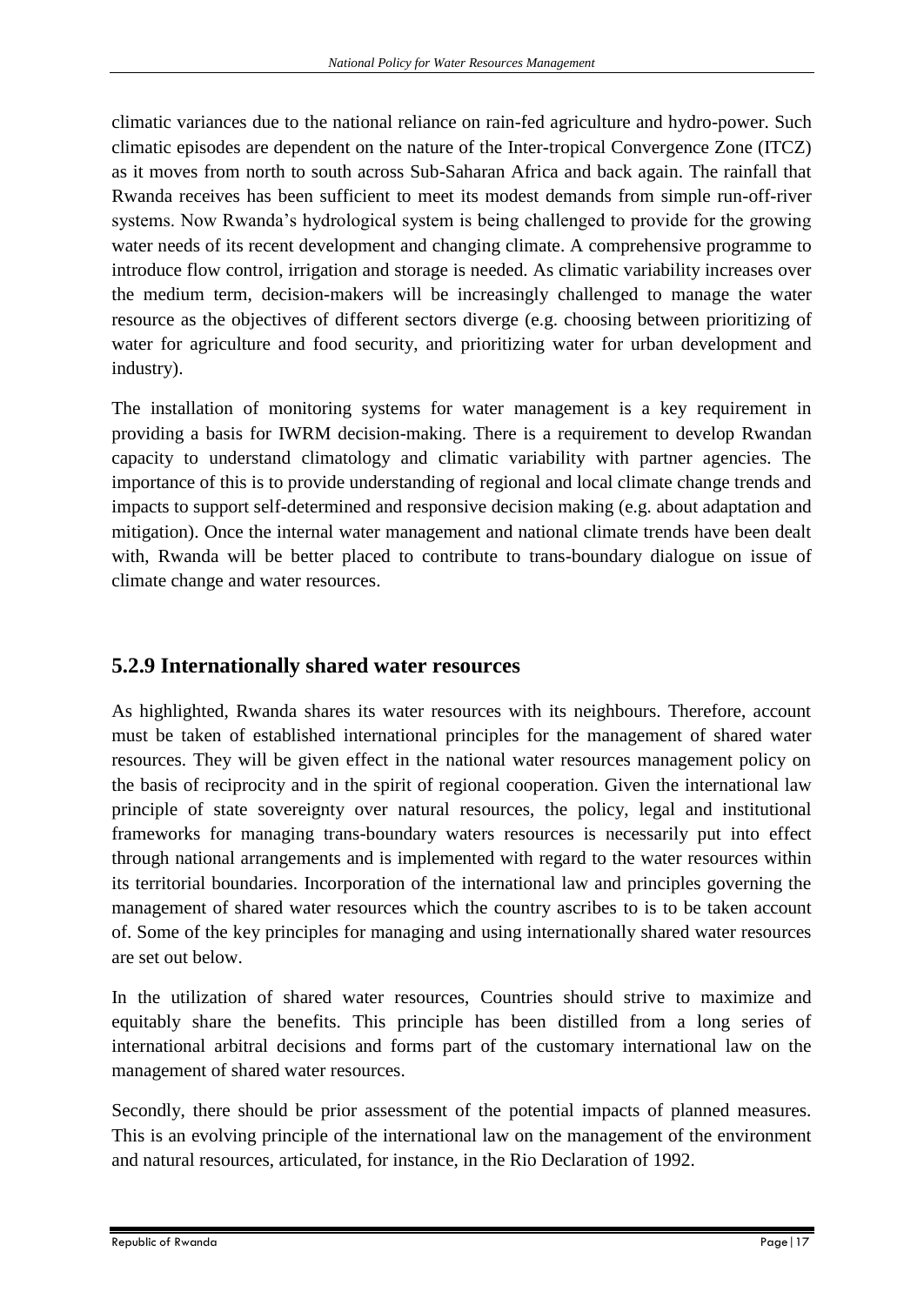climatic variances due to the national reliance on rain-fed agriculture and hydro-power. Such climatic episodes are dependent on the nature of the Inter-tropical Convergence Zone (ITCZ) as it moves from north to south across Sub-Saharan Africa and back again. The rainfall that Rwanda receives has been sufficient to meet its modest demands from simple run-off-river systems. Now Rwanda's hydrological system is being challenged to provide for the growing water needs of its recent development and changing climate. A comprehensive programme to introduce flow control, irrigation and storage is needed. As climatic variability increases over the medium term, decision-makers will be increasingly challenged to manage the water resource as the objectives of different sectors diverge (e.g. choosing between prioritizing of water for agriculture and food security, and prioritizing water for urban development and industry).

The installation of monitoring systems for water management is a key requirement in providing a basis for IWRM decision-making. There is a requirement to develop Rwandan capacity to understand climatology and climatic variability with partner agencies. The importance of this is to provide understanding of regional and local climate change trends and impacts to support self-determined and responsive decision making (e.g. about adaptation and mitigation). Once the internal water management and national climate trends have been dealt with, Rwanda will be better placed to contribute to trans-boundary dialogue on issue of climate change and water resources.

### 5.2.9 Internationally shared water resources

As highlighted, Rwanda shares its water resources with its neighbours. Therefore, account must be taken of established international principles for the management of shared water resources. They will be given effect in the national water resources management policy on the basis of reciprocity and in the spirit of regional cooperation. Given the international law principle of state sovereignty over natural resources, the policy, legal and institutional frameworks for managing trans-boundary waters resources is necessarily put into effect through national arrangements and is implemented with regard to the water resources within its territorial boundaries. Incorporation of the international law and principles governing the management of shared water resources which the country ascribes to is to be taken account of. Some of the key principles for managing and using internationally shared water resources are set out below.

In the utilization of shared water resources, Countries should strive to maximize and equitably share the benefits. This principle has been distilled from a long series of international arbitral decisions and forms part of the customary international law on the management of shared water resources.

Secondly, there should be prior assessment of the potential impacts of planned measures. This is an evolving principle of the international law on the management of the environment and natural resources, articulated, for instance, in the Rio Declaration of 1992.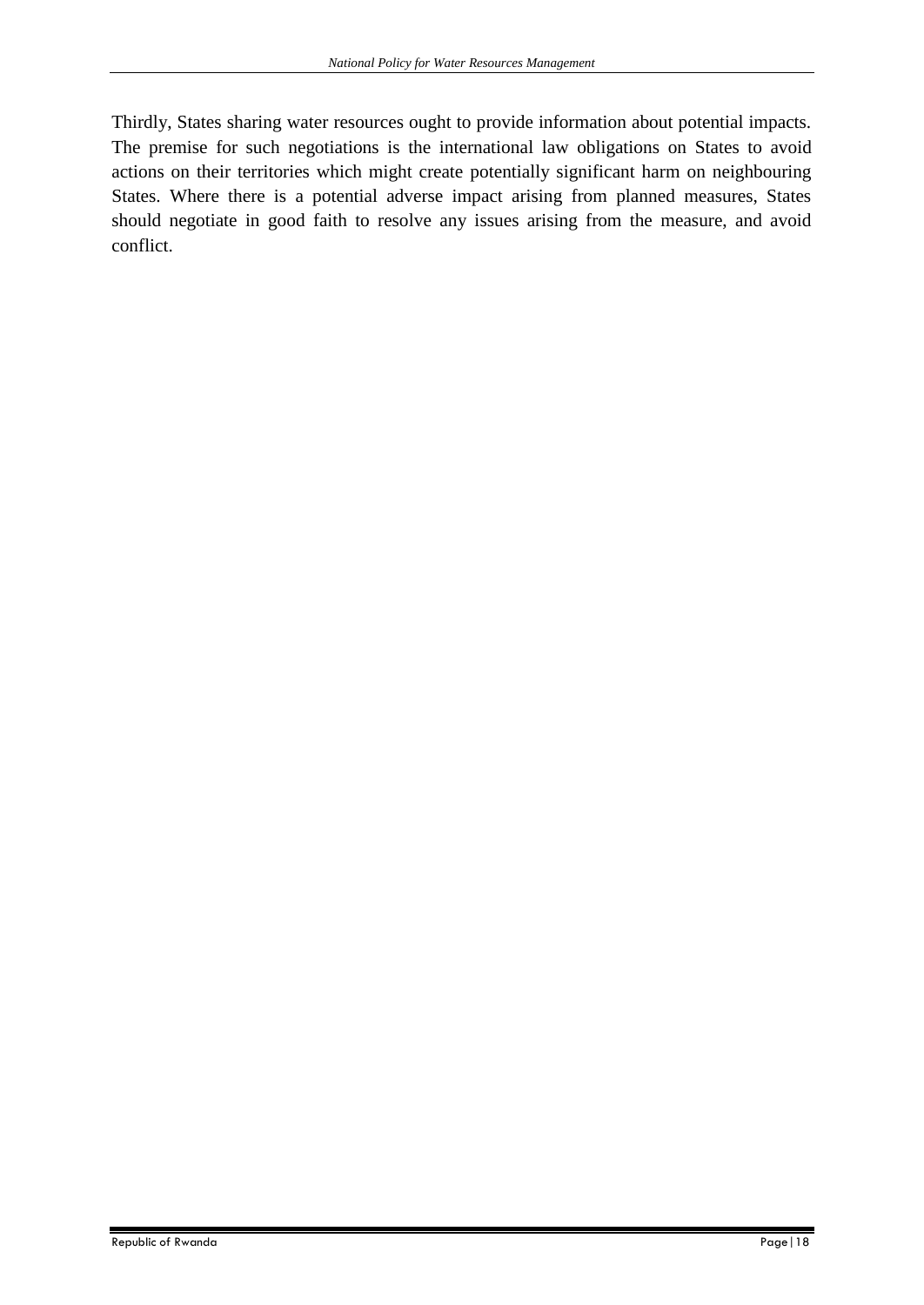Thirdly, States sharing water resources ought to provide information about potential impacts. The premise for such negotiations is the international law obligations on States to avoid actions on their territories which might create potentially significant harm on neighbouring States. Where there is a potential adverse impact arising from planned measures, States should negotiate in good faith to resolve any issues arising from the measure, and avoid conflict.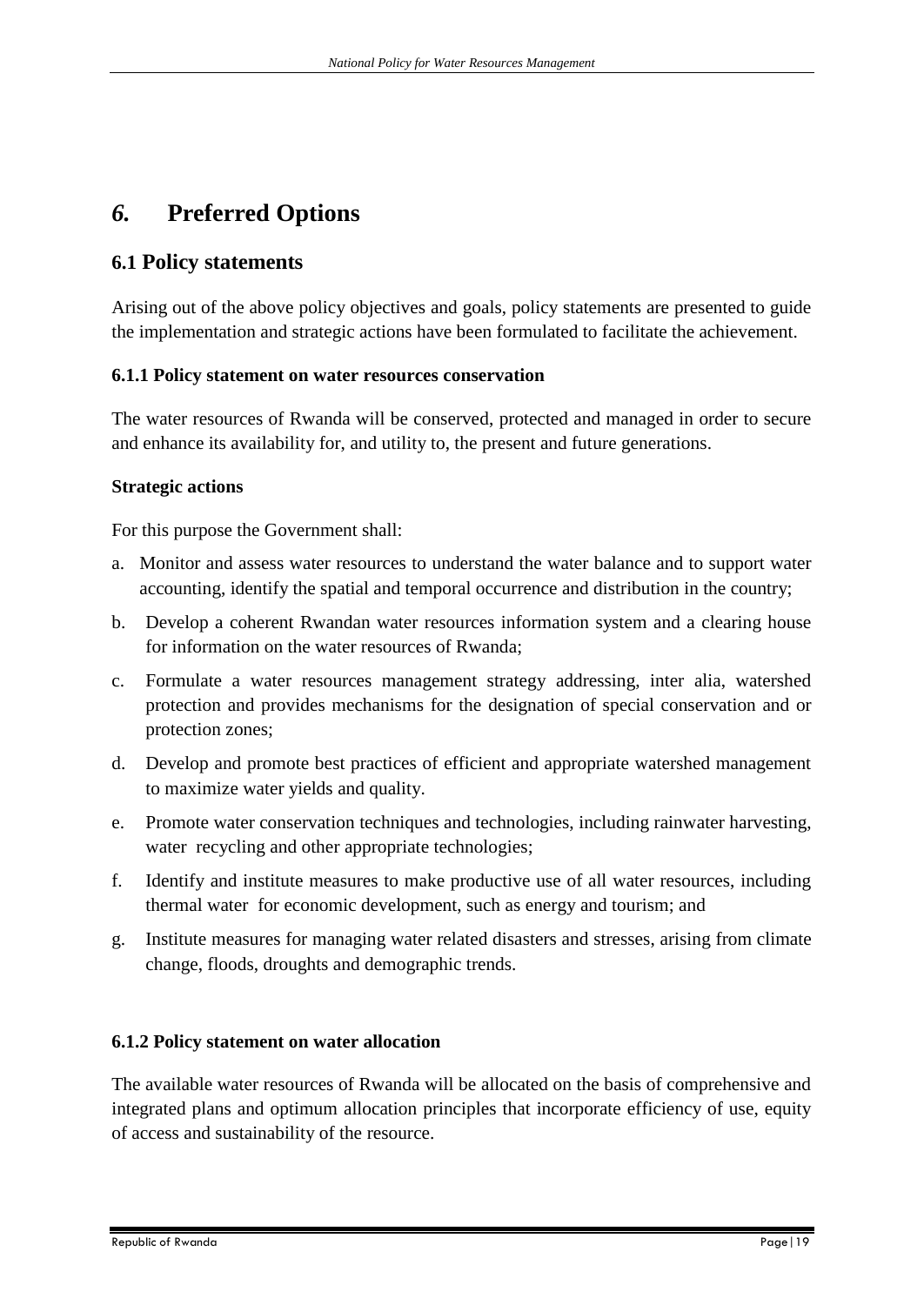# *6.* Preferred Options

## 6.1 Policy statements

Arising out of the above policy objectives and goals, policy statements are presented to guide the implementation and strategic actions have been formulated to facilitate the achievement.

### 6.1.1 Policy statement on water resources conservation

The water resources of Rwanda will be conserved, protected and managed in order to secure and enhance its availability for, and utility to, the present and future generations.

**Strategic actions**

For this purpose the Government shall:

a. Monitor and assess water resources to understand the water balance and to support water accounting, identify the spatial and temporal occurrence and distribution in the country;

b. Develop a coherent Rwandan water resources information system and a clearing house for information on the water resources of Rwanda;

c. Formulate a water resources management strategy addressing, inter alia, watershed protection and provides mechanisms for the designation of special conservation and or protection zones;

d. Develop and promote best practices of efficient and appropriate watershed management to maximize water yields and quality.

e. Promote water conservation techniques and technologies, including rainwater harvesting, water recycling and other appropriate technologies;

f. Identify and institute measures to make productive use of all water resources, including thermal water for economic development, such as energy and tourism; and

g. Institute measures for managing water related disasters and stresses, arising from climate change, floods, droughts and demographic trends.

### 6.1.2 Policy statement on water allocation

The available water resources of Rwanda will be allocated on the basis of comprehensive and integrated plans and optimum allocation principles that incorporate efficiency of use, equity of access and sustainability of the resource.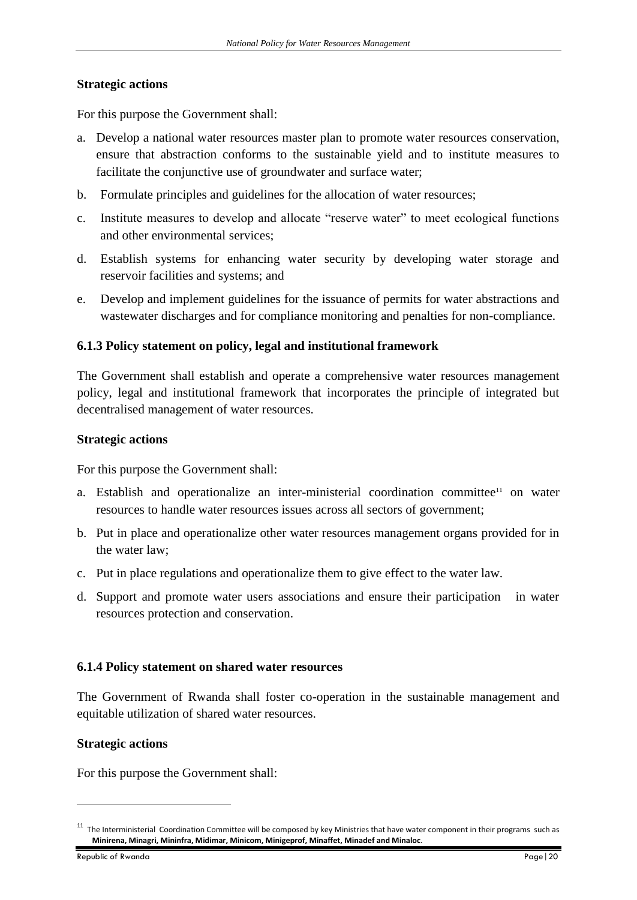**Strategic actions**

For this purpose the Government shall:

a. Develop a national water resources master plan to promote water resources conservation, ensure that abstraction conforms to the sustainable yield and to institute measures to facilitate the conjunctive use of groundwater and surface water;

b. Formulate principles and guidelines for the allocation of water resources;

c. Institute measures to develop and allocate "reserve water" to meet ecological functions and other environmental services;

d. Establish systems for enhancing water security by developing water storage and reservoir facilities and systems; and

e. Develop and implement guidelines for the issuance of permits for water abstractions and wastewater discharges and for compliance monitoring and penalties for non-compliance.

### 6.1.3 Policy statement on policy, legal and institutional framework

The Government shall establish and operate a comprehensive water resources management policy, legal and institutional framework that incorporates the principle of integrated but decentralised management of water resources.

**Strategic actions**

For this purpose the Government shall:

a. Establish and operationalize an inter-ministerial coordination committee[11] on water resources to handle water resources issues across all sectors of government;

b. Put in place and operationalize other water resources management organs provided for in the water law;

c. Put in place regulations and operationalize them to give effect to the water law.

d. Support and promote water users associations and ensure their participation in water resources protection and conservation.

### 6.1.4 Policy statement on shared water resources

The Government of Rwanda shall foster co-operation in the sustainable management and equitable utilization of shared water resources.

**Strategic actions**

For this purpose the Government shall:

---

[11] The Interministerial Coordination Committee will be composed by key Ministries that have water component in their programs such as **Minirena, Minagri, Mininfra, Midimar, Minicom, Minigeprof, Minaffet, Minadef and Minaloc**.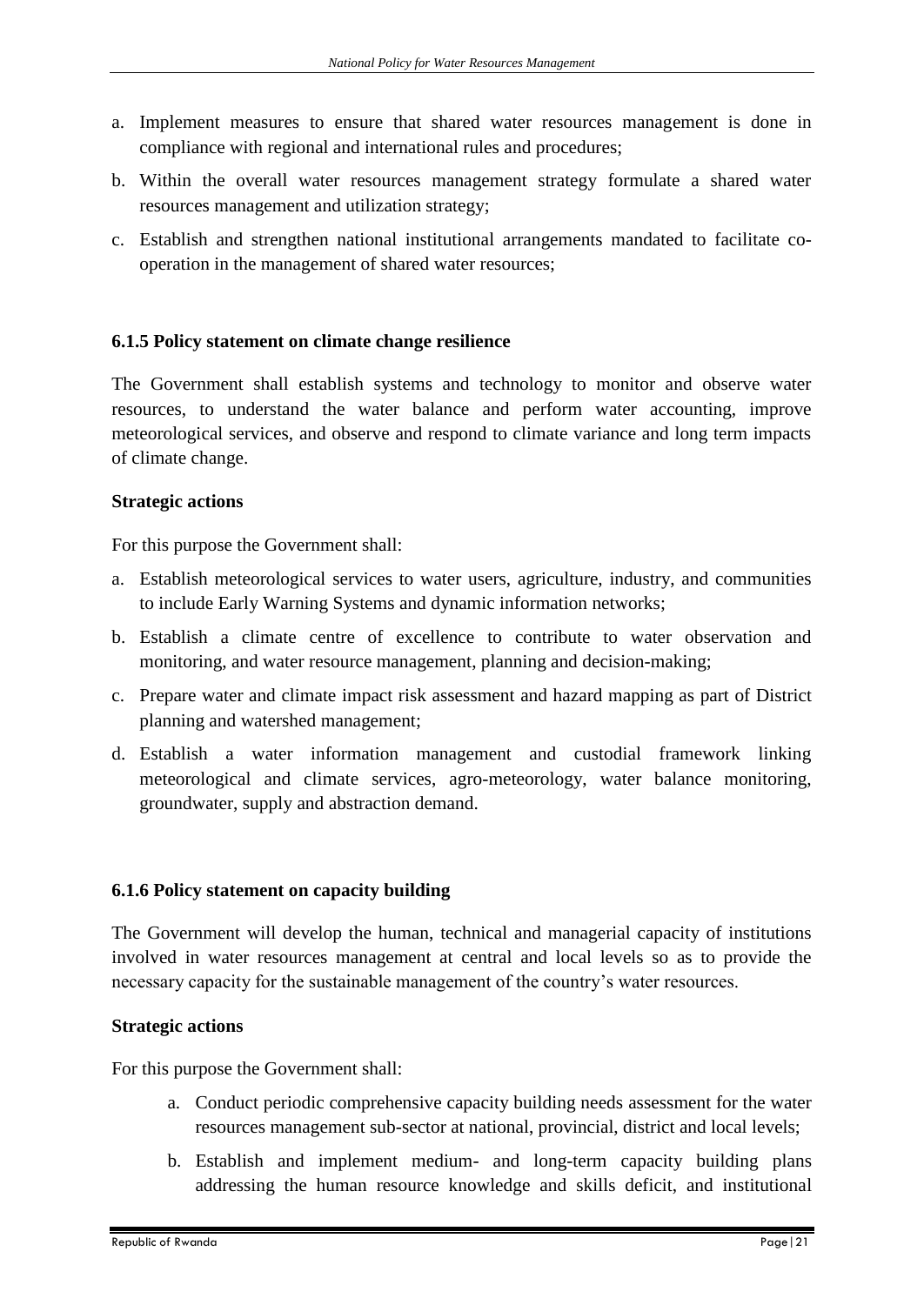a. Implement measures to ensure that shared water resources management is done in compliance with regional and international rules and procedures;

b. Within the overall water resources management strategy formulate a shared water resources management and utilization strategy;

c. Establish and strengthen national institutional arrangements mandated to facilitate co-operation in the management of shared water resources;

#### 6.1.5 Policy statement on climate change resilience

The Government shall establish systems and technology to monitor and observe water resources, to understand the water balance and perform water accounting, improve meteorological services, and observe and respond to climate variance and long term impacts of climate change.

**Strategic actions**

For this purpose the Government shall:

a. Establish meteorological services to water users, agriculture, industry, and communities to include Early Warning Systems and dynamic information networks;

b. Establish a climate centre of excellence to contribute to water observation and monitoring, and water resource management, planning and decision-making;

c. Prepare water and climate impact risk assessment and hazard mapping as part of District planning and watershed management;

d. Establish a water information management and custodial framework linking meteorological and climate services, agro-meteorology, water balance monitoring, groundwater, supply and abstraction demand.

#### 6.1.6 Policy statement on capacity building

The Government will develop the human, technical and managerial capacity of institutions involved in water resources management at central and local levels so as to provide the necessary capacity for the sustainable management of the country's water resources.

**Strategic actions**

For this purpose the Government shall:

a. Conduct periodic comprehensive capacity building needs assessment for the water resources management sub-sector at national, provincial, district and local levels;

b. Establish and implement medium- and long-term capacity building plans addressing the human resource knowledge and skills deficit, and institutional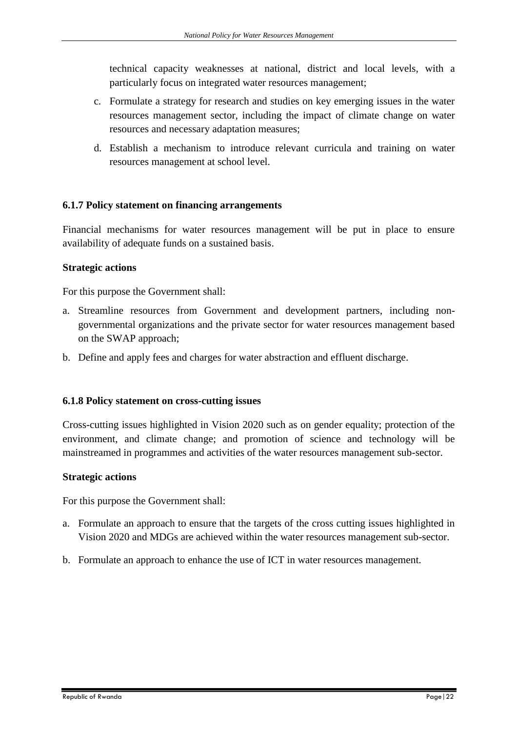technical capacity weaknesses at national, district and local levels, with a particularly focus on integrated water resources management;

c. Formulate a strategy for research and studies on key emerging issues in the water resources management sector, including the impact of climate change on water resources and necessary adaptation measures;

d. Establish a mechanism to introduce relevant curricula and training on water resources management at school level.

### 6.1.7 Policy statement on financing arrangements

Financial mechanisms for water resources management will be put in place to ensure availability of adequate funds on a sustained basis.

**Strategic actions**

For this purpose the Government shall:

a. Streamline resources from Government and development partners, including non-governmental organizations and the private sector for water resources management based on the SWAP approach;

b. Define and apply fees and charges for water abstraction and effluent discharge.

### 6.1.8 Policy statement on cross-cutting issues

Cross-cutting issues highlighted in Vision 2020 such as on gender equality; protection of the environment, and climate change; and promotion of science and technology will be mainstreamed in programmes and activities of the water resources management sub-sector.

**Strategic actions**

For this purpose the Government shall:

a. Formulate an approach to ensure that the targets of the cross cutting issues highlighted in Vision 2020 and MDGs are achieved within the water resources management sub-sector.

b. Formulate an approach to enhance the use of ICT in water resources management.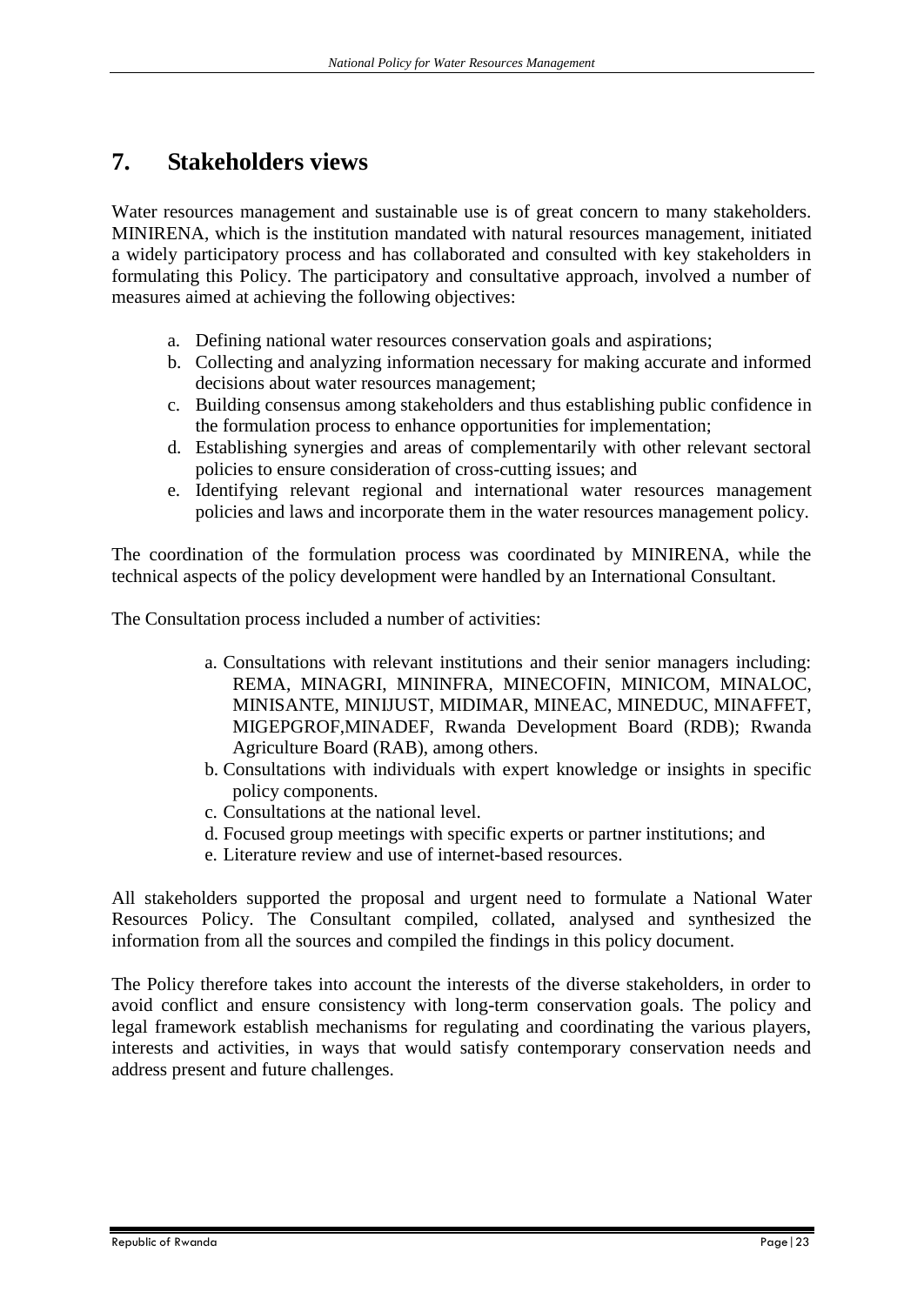# 7. Stakeholders views

Water resources management and sustainable use is of great concern to many stakeholders. MINIRENA, which is the institution mandated with natural resources management, initiated a widely participatory process and has collaborated and consulted with key stakeholders in formulating this Policy. The participatory and consultative approach, involved a number of measures aimed at achieving the following objectives:

a. Defining national water resources conservation goals and aspirations;
b. Collecting and analyzing information necessary for making accurate and informed decisions about water resources management;
c. Building consensus among stakeholders and thus establishing public confidence in the formulation process to enhance opportunities for implementation;
d. Establishing synergies and areas of complementarily with other relevant sectoral policies to ensure consideration of cross-cutting issues; and
e. Identifying relevant regional and international water resources management policies and laws and incorporate them in the water resources management policy.

The coordination of the formulation process was coordinated by MINIRENA, while the technical aspects of the policy development were handled by an International Consultant.

The Consultation process included a number of activities:

a. Consultations with relevant institutions and their senior managers including: REMA, MINAGRI, MININFRA, MINECOFIN, MINICOM, MINALOC, MINISANTE, MINIJUST, MIDIMAR, MINEAC, MINEDUC, MINAFFET, MIGEPGROF,MINADEF, Rwanda Development Board (RDB); Rwanda Agriculture Board (RAB), among others.
b. Consultations with individuals with expert knowledge or insights in specific policy components.
c. Consultations at the national level.
d. Focused group meetings with specific experts or partner institutions; and
e. Literature review and use of internet-based resources.

All stakeholders supported the proposal and urgent need to formulate a National Water Resources Policy. The Consultant compiled, collated, analysed and synthesized the information from all the sources and compiled the findings in this policy document.

The Policy therefore takes into account the interests of the diverse stakeholders, in order to avoid conflict and ensure consistency with long-term conservation goals. The policy and legal framework establish mechanisms for regulating and coordinating the various players, interests and activities, in ways that would satisfy contemporary conservation needs and address present and future challenges.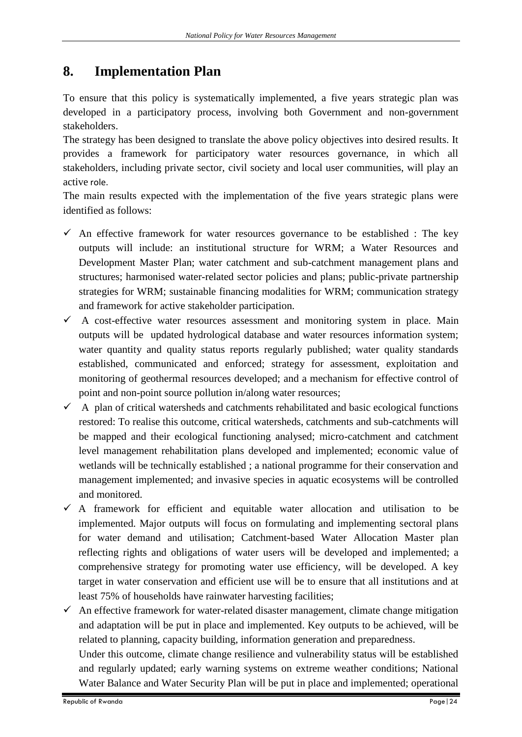# 8. Implementation Plan

To ensure that this policy is systematically implemented, a five years strategic plan was developed in a participatory process, involving both Government and non-government stakeholders.

The strategy has been designed to translate the above policy objectives into desired results. It provides a framework for participatory water resources governance, in which all stakeholders, including private sector, civil society and local user communities, will play an active role.

The main results expected with the implementation of the five years strategic plans were identified as follows:

- ✓ An effective framework for water resources governance to be established : The key outputs will include: an institutional structure for WRM; a Water Resources and Development Master Plan; water catchment and sub-catchment management plans and structures; harmonised water-related sector policies and plans; public-private partnership strategies for WRM; sustainable financing modalities for WRM; communication strategy and framework for active stakeholder participation.
- ✓ A cost-effective water resources assessment and monitoring system in place. Main outputs will be updated hydrological database and water resources information system; water quantity and quality status reports regularly published; water quality standards established, communicated and enforced; strategy for assessment, exploitation and monitoring of geothermal resources developed; and a mechanism for effective control of point and non-point source pollution in/along water resources;
- ✓ A plan of critical watersheds and catchments rehabilitated and basic ecological functions restored: To realise this outcome, critical watersheds, catchments and sub-catchments will be mapped and their ecological functioning analysed; micro-catchment and catchment level management rehabilitation plans developed and implemented; economic value of wetlands will be technically established ; a national programme for their conservation and management implemented; and invasive species in aquatic ecosystems will be controlled and monitored.
- ✓ A framework for efficient and equitable water allocation and utilisation to be implemented. Major outputs will focus on formulating and implementing sectoral plans for water demand and utilisation; Catchment-based Water Allocation Master plan reflecting rights and obligations of water users will be developed and implemented; a comprehensive strategy for promoting water use efficiency, will be developed. A key target in water conservation and efficient use will be to ensure that all institutions and at least 75% of households have rainwater harvesting facilities;
- ✓ An effective framework for water-related disaster management, climate change mitigation and adaptation will be put in place and implemented. Key outputs to be achieved, will be related to planning, capacity building, information generation and preparedness.

  Under this outcome, climate change resilience and vulnerability status will be established and regularly updated; early warning systems on extreme weather conditions; National Water Balance and Water Security Plan will be put in place and implemented; operational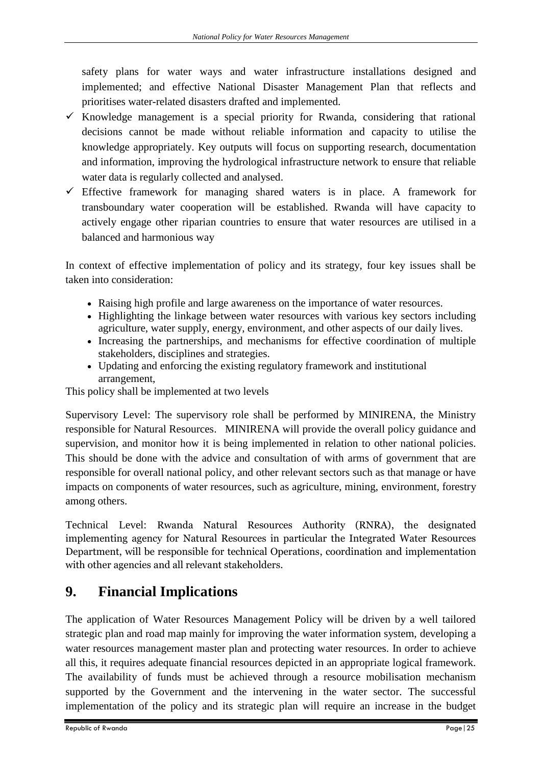safety plans for water ways and water infrastructure installations designed and implemented; and effective National Disaster Management Plan that reflects and prioritises water-related disasters drafted and implemented.

- ✓ Knowledge management is a special priority for Rwanda, considering that rational decisions cannot be made without reliable information and capacity to utilise the knowledge appropriately. Key outputs will focus on supporting research, documentation and information, improving the hydrological infrastructure network to ensure that reliable water data is regularly collected and analysed.
- ✓ Effective framework for managing shared waters is in place. A framework for transboundary water cooperation will be established. Rwanda will have capacity to actively engage other riparian countries to ensure that water resources are utilised in a balanced and harmonious way

In context of effective implementation of policy and its strategy, four key issues shall be taken into consideration:

- Raising high profile and large awareness on the importance of water resources.
- Highlighting the linkage between water resources with various key sectors including agriculture, water supply, energy, environment, and other aspects of our daily lives.
- Increasing the partnerships, and mechanisms for effective coordination of multiple stakeholders, disciplines and strategies.
- Updating and enforcing the existing regulatory framework and institutional arrangement,

This policy shall be implemented at two levels

Supervisory Level: The supervisory role shall be performed by MINIRENA, the Ministry responsible for Natural Resources. MINIRENA will provide the overall policy guidance and supervision, and monitor how it is being implemented in relation to other national policies. This should be done with the advice and consultation of with arms of government that are responsible for overall national policy, and other relevant sectors such as that manage or have impacts on components of water resources, such as agriculture, mining, environment, forestry among others.

Technical Level: Rwanda Natural Resources Authority (RNRA), the designated implementing agency for Natural Resources in particular the Integrated Water Resources Department, will be responsible for technical Operations, coordination and implementation with other agencies and all relevant stakeholders.

# 9. Financial Implications

The application of Water Resources Management Policy will be driven by a well tailored strategic plan and road map mainly for improving the water information system, developing a water resources management master plan and protecting water resources. In order to achieve all this, it requires adequate financial resources depicted in an appropriate logical framework. The availability of funds must be achieved through a resource mobilisation mechanism supported by the Government and the intervening in the water sector. The successful implementation of the policy and its strategic plan will require an increase in the budget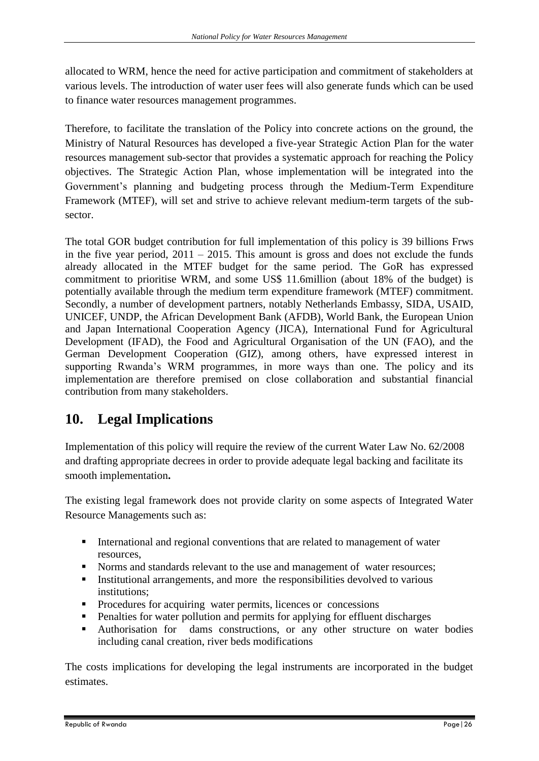allocated to WRM, hence the need for active participation and commitment of stakeholders at various levels. The introduction of water user fees will also generate funds which can be used to finance water resources management programmes.

Therefore, to facilitate the translation of the Policy into concrete actions on the ground, the Ministry of Natural Resources has developed a five-year Strategic Action Plan for the water resources management sub-sector that provides a systematic approach for reaching the Policy objectives. The Strategic Action Plan, whose implementation will be integrated into the Government's planning and budgeting process through the Medium-Term Expenditure Framework (MTEF), will set and strive to achieve relevant medium-term targets of the sub-sector.

The total GOR budget contribution for full implementation of this policy is 39 billions Frws in the five year period, 2011 – 2015. This amount is gross and does not exclude the funds already allocated in the MTEF budget for the same period. The GoR has expressed commitment to prioritise WRM, and some US$ 11.6million (about 18% of the budget) is potentially available through the medium term expenditure framework (MTEF) commitment. Secondly, a number of development partners, notably Netherlands Embassy, SIDA, USAID, UNICEF, UNDP, the African Development Bank (AFDB), World Bank, the European Union and Japan International Cooperation Agency (JICA), International Fund for Agricultural Development (IFAD), the Food and Agricultural Organisation of the UN (FAO), and the German Development Cooperation (GIZ), among others, have expressed interest in supporting Rwanda's WRM programmes, in more ways than one. The policy and its implementation are therefore premised on close collaboration and substantial financial contribution from many stakeholders.

# 10. Legal Implications

Implementation of this policy will require the review of the current Water Law No. 62/2008 and drafting appropriate decrees in order to provide adequate legal backing and facilitate its smooth implementation**.**

The existing legal framework does not provide clarity on some aspects of Integrated Water Resource Managements such as:

- International and regional conventions that are related to management of water resources,
- Norms and standards relevant to the use and management of water resources;
- Institutional arrangements, and more the responsibilities devolved to various institutions;
- Procedures for acquiring water permits, licences or concessions
- Penalties for water pollution and permits for applying for effluent discharges
- Authorisation for dams constructions, or any other structure on water bodies including canal creation, river beds modifications

The costs implications for developing the legal instruments are incorporated in the budget estimates.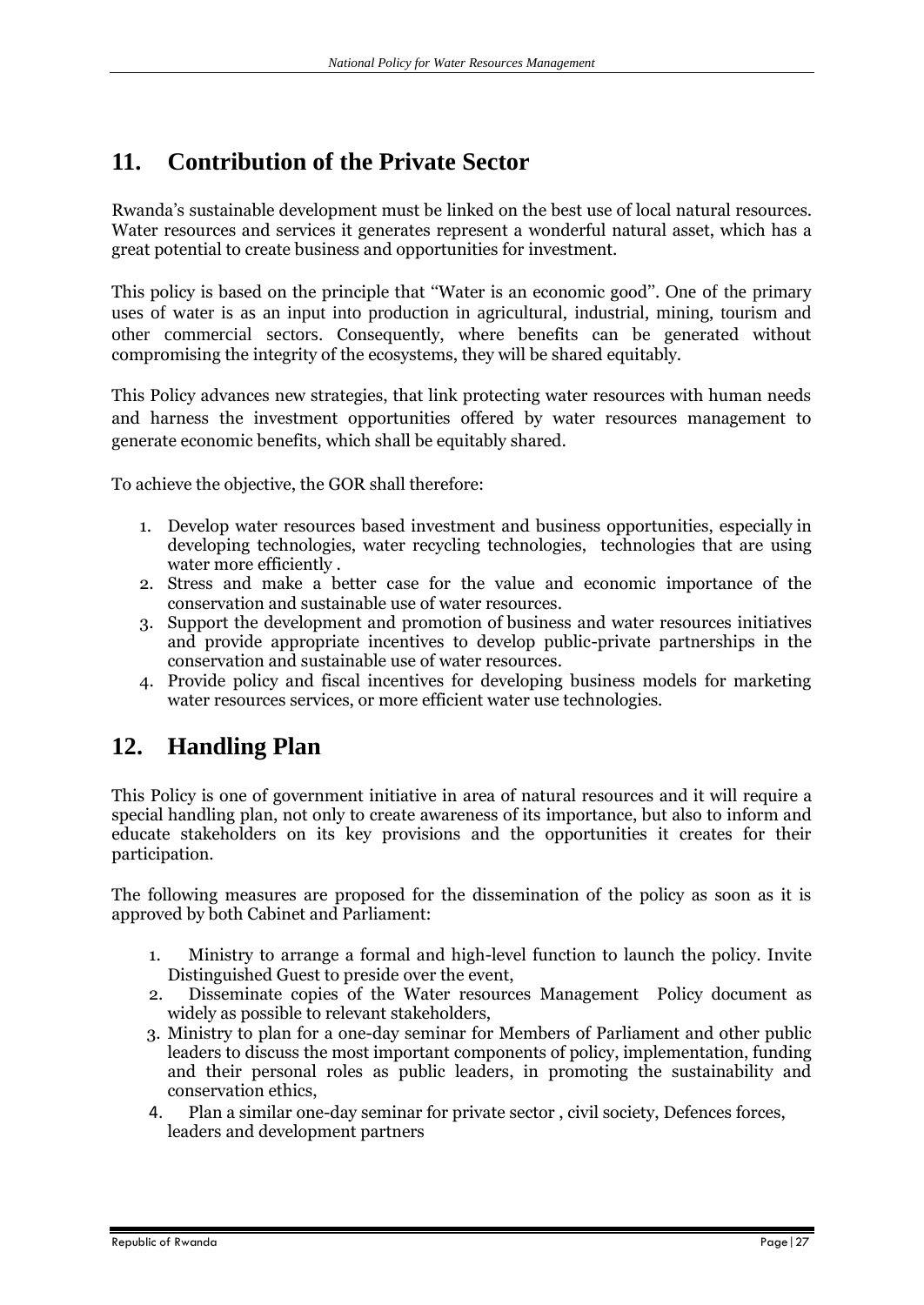## 11. Contribution of the Private Sector

Rwanda's sustainable development must be linked on the best use of local natural resources. Water resources and services it generates represent a wonderful natural asset, which has a great potential to create business and opportunities for investment.

This policy is based on the principle that "Water is an economic good". One of the primary uses of water is as an input into production in agricultural, industrial, mining, tourism and other commercial sectors. Consequently, where benefits can be generated without compromising the integrity of the ecosystems, they will be shared equitably.

This Policy advances new strategies, that link protecting water resources with human needs and harness the investment opportunities offered by water resources management to generate economic benefits, which shall be equitably shared.

To achieve the objective, the GOR shall therefore:

1. Develop water resources based investment and business opportunities, especially in developing technologies, water recycling technologies, technologies that are using water more efficiently .
2. Stress and make a better case for the value and economic importance of the conservation and sustainable use of water resources.
3. Support the development and promotion of business and water resources initiatives and provide appropriate incentives to develop public-private partnerships in the conservation and sustainable use of water resources.
4. Provide policy and fiscal incentives for developing business models for marketing water resources services, or more efficient water use technologies.

## 12. Handling Plan

This Policy is one of government initiative in area of natural resources and it will require a special handling plan, not only to create awareness of its importance, but also to inform and educate stakeholders on its key provisions and the opportunities it creates for their participation.

The following measures are proposed for the dissemination of the policy as soon as it is approved by both Cabinet and Parliament:

1. Ministry to arrange a formal and high-level function to launch the policy. Invite Distinguished Guest to preside over the event,
2. Disseminate copies of the Water resources Management Policy document as widely as possible to relevant stakeholders,
3. Ministry to plan for a one-day seminar for Members of Parliament and other public leaders to discuss the most important components of policy, implementation, funding and their personal roles as public leaders, in promoting the sustainability and conservation ethics,
4. Plan a similar one-day seminar for private sector , civil society, Defences forces, leaders and development partners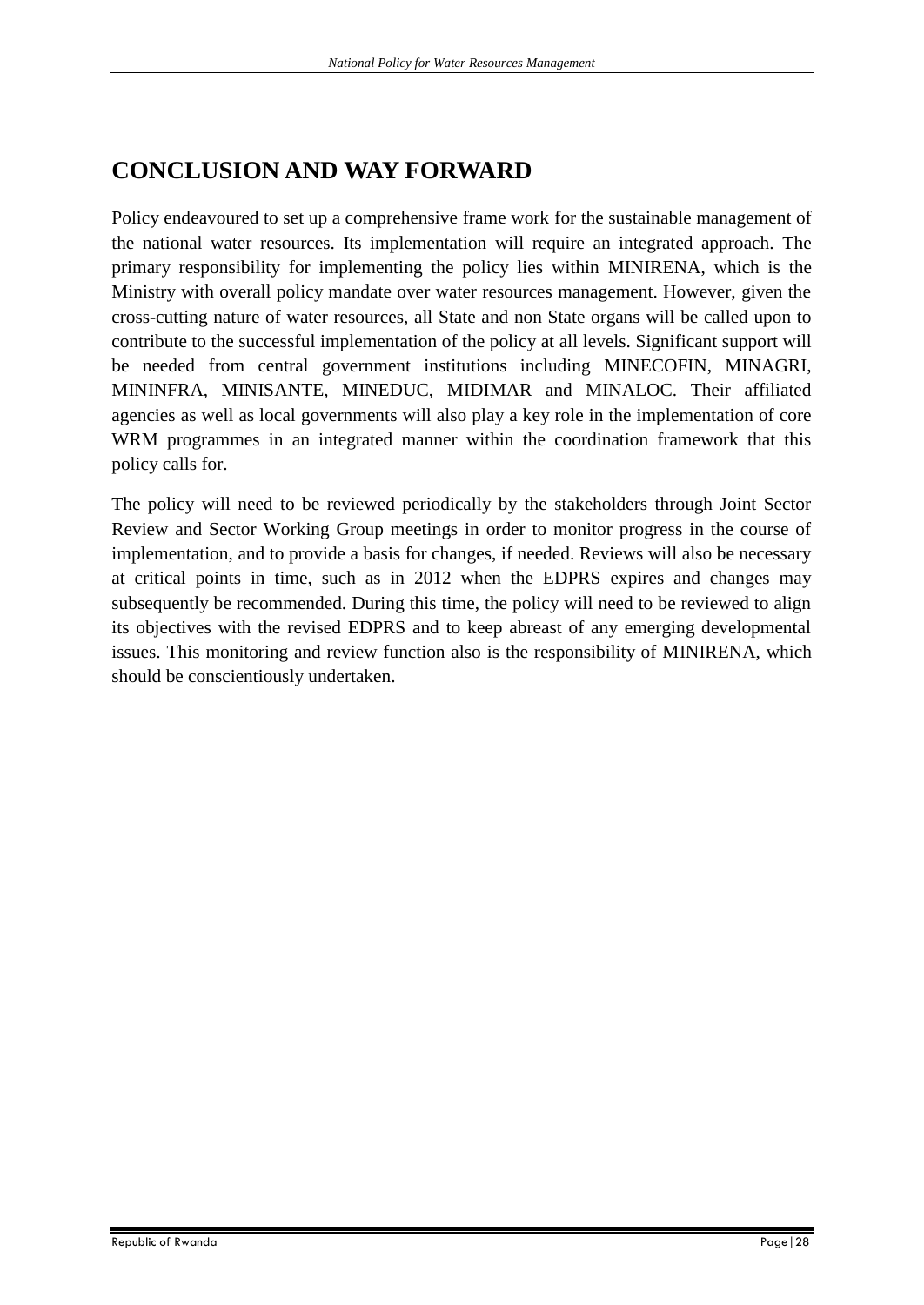# CONCLUSION AND WAY FORWARD

Policy endeavoured to set up a comprehensive frame work for the sustainable management of the national water resources. Its implementation will require an integrated approach. The primary responsibility for implementing the policy lies within MINIRENA, which is the Ministry with overall policy mandate over water resources management. However, given the cross-cutting nature of water resources, all State and non State organs will be called upon to contribute to the successful implementation of the policy at all levels. Significant support will be needed from central government institutions including MINECOFIN, MINAGRI, MININFRA, MINISANTE, MINEDUC, MIDIMAR and MINALOC. Their affiliated agencies as well as local governments will also play a key role in the implementation of core WRM programmes in an integrated manner within the coordination framework that this policy calls for.

The policy will need to be reviewed periodically by the stakeholders through Joint Sector Review and Sector Working Group meetings in order to monitor progress in the course of implementation, and to provide a basis for changes, if needed. Reviews will also be necessary at critical points in time, such as in 2012 when the EDPRS expires and changes may subsequently be recommended. During this time, the policy will need to be reviewed to align its objectives with the revised EDPRS and to keep abreast of any emerging developmental issues. This monitoring and review function also is the responsibility of MINIRENA, which should be conscientiously undertaken.